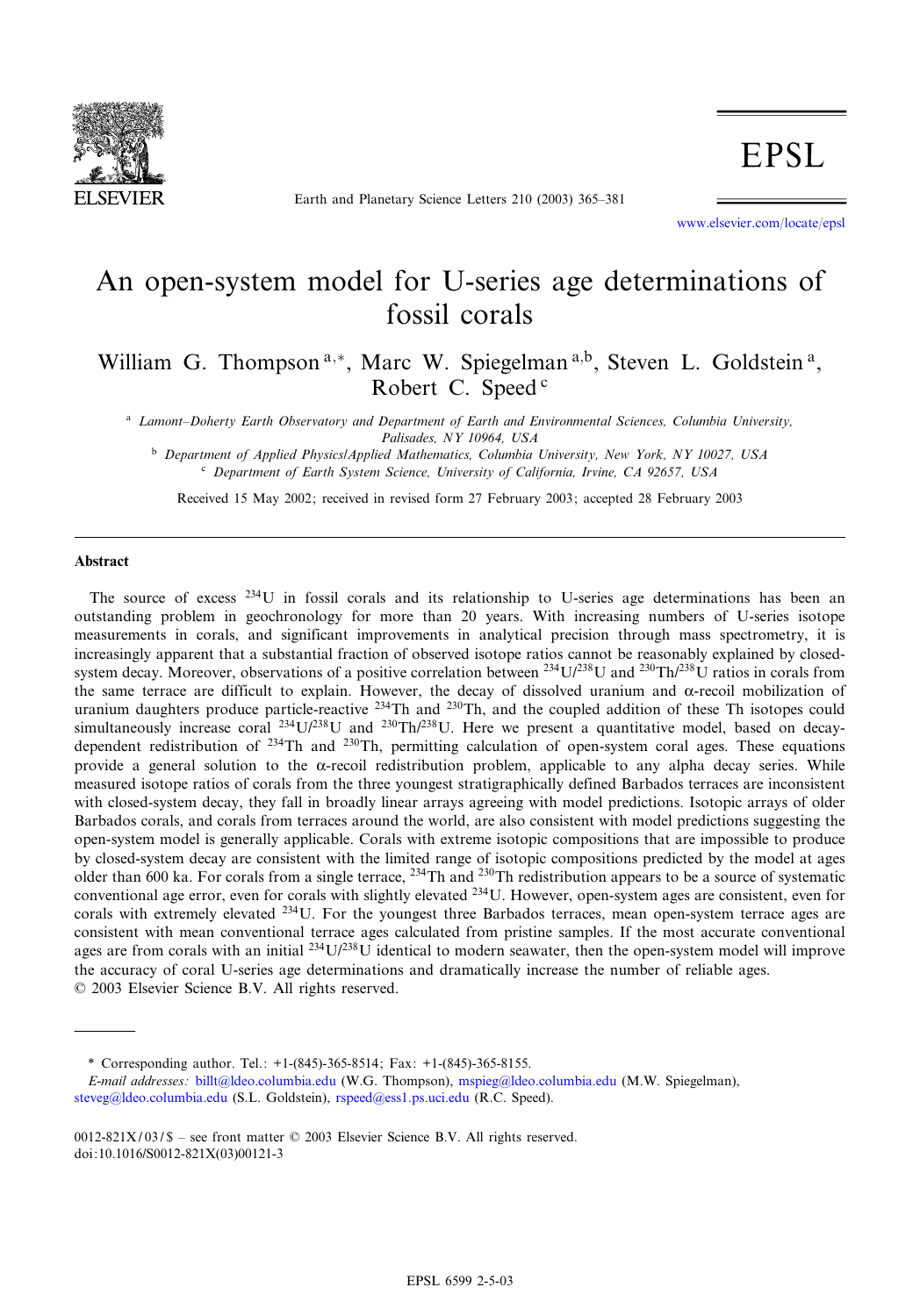# An open-system model for U-series age determinations of fossil corals

William G. Thompson [a,*], Marc W. Spiegelman [a,b], Steven L. Goldstein [a], Robert C. Speed [c]

[a] Lamont–Doherty Earth Observatory and Department of Earth and Environmental Sciences, Columbia University, Palisades, NY 10964, USA

[b] Department of Applied Physics/Applied Mathematics, Columbia University, New York, NY 10027, USA

[c] Department of Earth System Science, University of California, Irvine, CA 92657, USA

Received 15 May 2002; received in revised form 27 February 2003; accepted 28 February 2003

## Abstract

The source of excess $^{234}U$ in fossil corals and its relationship to U-series age determinations has been an outstanding problem in geochronology for more than 20 years. With increasing numbers of U-series isotope measurements in corals, and significant improvements in analytical precision through mass spectrometry, it is increasingly apparent that a substantial fraction of observed isotope ratios cannot be reasonably explained by closed-system decay. Moreover, observations of a positive correlation between $^{234}U/^{238}U$ and $^{230}Th/^{238}U$ ratios in corals from the same terrace are difficult to explain. However, the decay of dissolved uranium and $\alpha$-recoil mobilization of uranium daughters produce particle-reactive $^{234}Th$ and $^{230}Th$, and the coupled addition of these Th isotopes could simultaneously increase coral $^{234}U/^{238}U$ and $^{230}Th/^{238}U$. Here we present a quantitative model, based on decay-dependent redistribution of $^{234}Th$ and $^{230}Th$, permitting calculation of open-system coral ages. These equations provide a general solution to the $\alpha$-recoil redistribution problem, applicable to any alpha decay series. While measured isotope ratios of corals from the three youngest stratigraphically defined Barbados terraces are inconsistent with closed-system decay, they fall in broadly linear arrays agreeing with model predictions. Isotopic arrays of older Barbados corals, and corals from terraces around the world, are also consistent with model predictions suggesting the open-system model is generally applicable. Corals with extreme isotopic compositions that are impossible to produce by closed-system decay are consistent with the limited range of isotopic compositions predicted by the model at ages older than 600 ka. For corals from a single terrace, $^{234}Th$ and $^{230}Th$ redistribution appears to be a source of systematic conventional age error, even for corals with slightly elevated $^{234}U$. However, open-system ages are consistent, even for corals with extremely elevated $^{234}U$. For the youngest three Barbados terraces, mean open-system terrace ages are consistent with mean conventional terrace ages calculated from pristine samples. If the most accurate conventional ages are from corals with an initial $^{234}U/^{238}U$ identical to modern seawater, then the open-system model will improve the accuracy of coral U-series age determinations and dramatically increase the number of reliable ages.

© 2003 Elsevier Science B.V. All rights reserved.

---

\* Corresponding author. Tel.: +1-(845)-365-8514; Fax: +1-(845)-365-8155.

*E-mail addresses:* billt@ldeo.columbia.edu (W.G. Thompson), mspieg@ldeo.columbia.edu (M.W. Spiegelman), steveg@ldeo.columbia.edu (S.L. Goldstein), rspeed@ess1.ps.uci.edu (R.C. Speed).

0012-821X/03/$ – see front matter © 2003 Elsevier Science B.V. All rights reserved.
doi:10.1016/S0012-821X(03)00121-3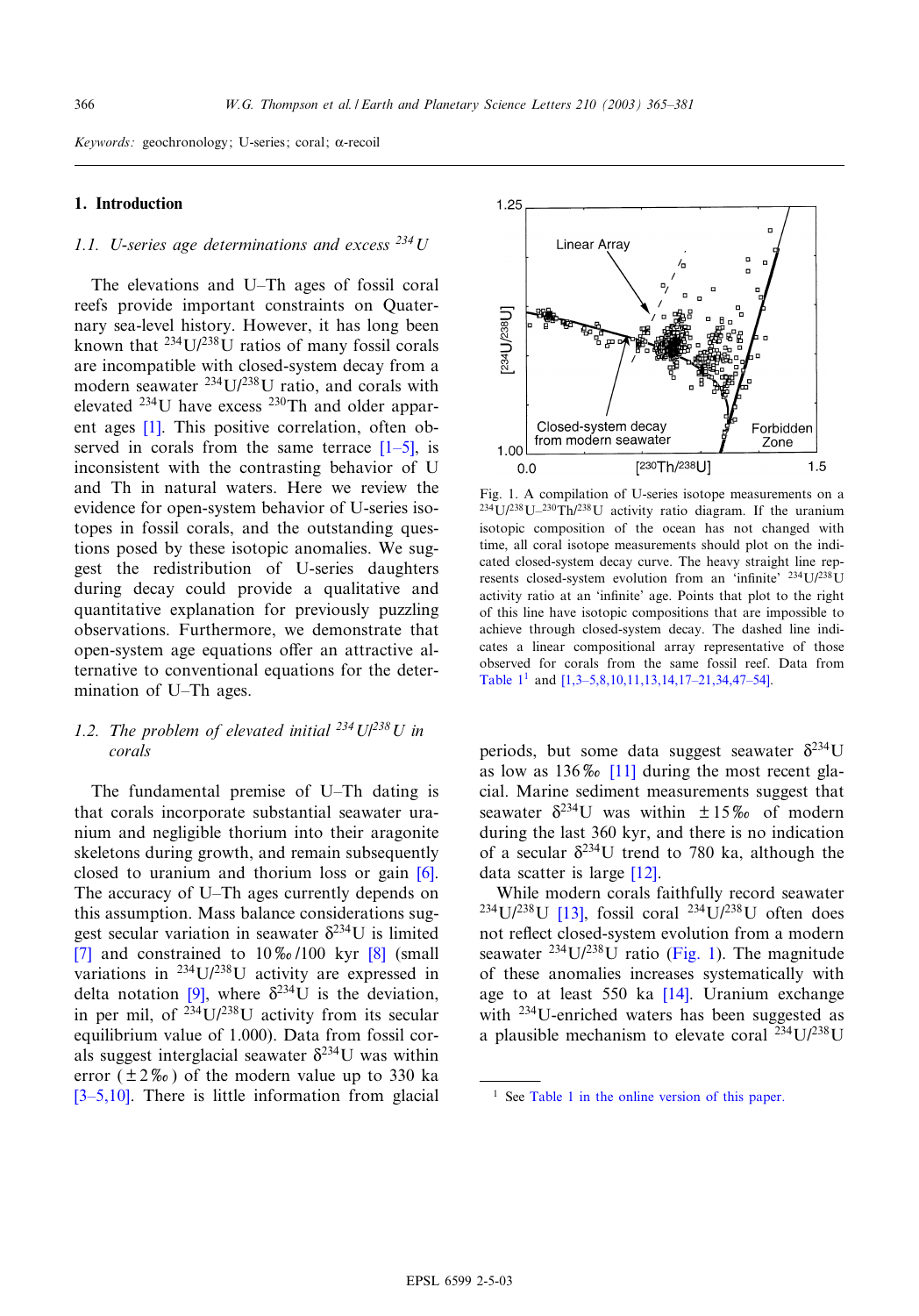*Keywords:* geochronology; U-series; coral; α-recoil

## 1. Introduction

### 1.1. U-series age determinations and excess $^{234}U$

The elevations and U–Th ages of fossil coral reefs provide important constraints on Quaternary sea-level history. However, it has long been known that $^{234}U/^{238}U$ ratios of many fossil corals are incompatible with closed-system decay from a modern seawater $^{234}U/^{238}U$ ratio, and corals with elevated $^{234}U$ have excess $^{230}Th$ and older apparent ages [1]. This positive correlation, often observed in corals from the same terrace [1–5], is inconsistent with the contrasting behavior of U and Th in natural waters. Here we review the evidence for open-system behavior of U-series isotopes in fossil corals, and the outstanding questions posed by these isotopic anomalies. We suggest the redistribution of U-series daughters during decay could provide a qualitative and quantitative explanation for previously puzzling observations. Furthermore, we demonstrate that open-system age equations offer an attractive alternative to conventional equations for the determination of U–Th ages.

### 1.2. The problem of elevated initial $^{234}U/^{238}U$ in corals

The fundamental premise of U–Th dating is that corals incorporate substantial seawater uranium and negligible thorium into their aragonite skeletons during growth, and remain subsequently closed to uranium and thorium loss or gain [6]. The accuracy of U–Th ages currently depends on this assumption. Mass balance considerations suggest secular variation in seawater $\delta^{234}U$ is limited [7] and constrained to 10‰/100 kyr [8] (small variations in $^{234}U/^{238}U$ activity are expressed in delta notation [9], where $\delta^{234}U$ is the deviation, in per mil, of $^{234}U/^{238}U$ activity from its secular equilibrium value of 1.000). Data from fossil corals suggest interglacial seawater $\delta^{234}U$ was within error (±2‰) of the modern value up to 330 ka [3–5,10]. There is little information from glacial periods, but some data suggest seawater $\delta^{234}U$ as low as 136‰ [11] during the most recent glacial. Marine sediment measurements suggest that seawater $\delta^{234}U$ was within ±15‰ of modern during the last 360 kyr, and there is no indication of a secular $\delta^{234}U$ trend to 780 ka, although the data scatter is large [12].

While modern corals faithfully record seawater $^{234}U/^{238}U$ [13], fossil coral $^{234}U/^{238}U$ often does not reflect closed-system evolution from a modern seawater $^{234}U/^{238}U$ ratio (Fig. 1). The magnitude of these anomalies increases systematically with age to at least 550 ka [14]. Uranium exchange with $^{234}U$-enriched waters has been suggested as a plausible mechanism to elevate coral $^{234}U/^{238}U$

Fig. 1. A compilation of U-series isotope measurements on a $^{234}U/^{238}U$–$^{230}Th/^{238}U$ activity ratio diagram. If the uranium isotopic composition of the ocean has not changed with time, all coral isotope measurements should plot on the indicated closed-system decay curve. The heavy straight line represents closed-system evolution from an 'infinite' $^{234}U/^{238}U$ activity ratio at an 'infinite' age. Points that plot to the right of this line have isotopic compositions that are impossible to achieve through closed-system decay. The dashed line indicates a linear compositional array representative of those observed for corals from the same fossil reef. Data from Table 1[1] and [1,3–5,8,10,11,13,14,17–21,34,47–54].

[1] See Table 1 in the online version of this paper.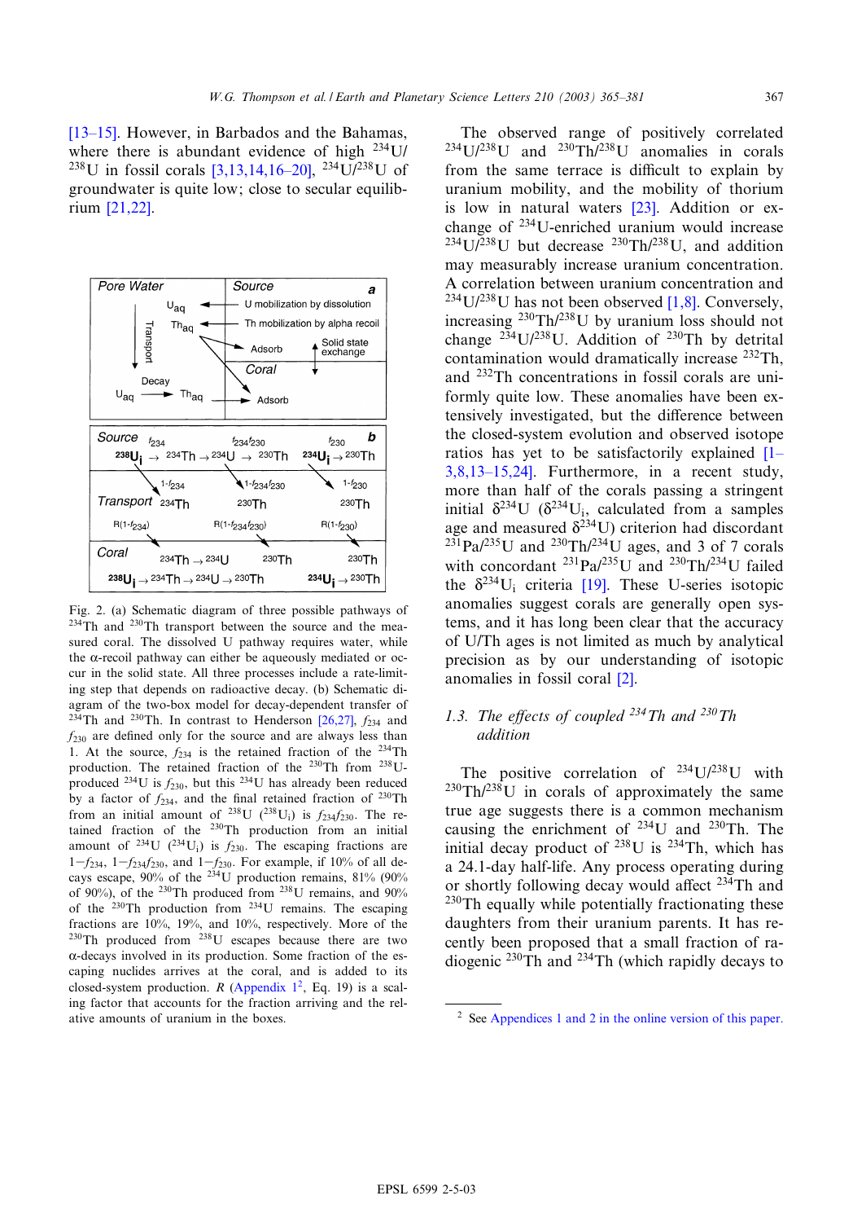[13–15]. However, in Barbados and the Bahamas, where there is abundant evidence of high $^{234}U/^{238}U$ in fossil corals [3,13,14,16–20], $^{234}U/^{238}U$ of groundwater is quite low; close to secular equilibrium [21,22].

Fig. 2. (a) Schematic diagram of three possible pathways of $^{234}Th$ and $^{230}Th$ transport between the source and the measured coral. The dissolved U pathway requires water, while the α-recoil pathway can either be aqueously mediated or occur in the solid state. All three processes include a rate-limiting step that depends on radioactive decay. (b) Schematic diagram of the two-box model for decay-dependent transfer of $^{234}Th$ and $^{230}Th$. In contrast to Henderson [26,27], $f_{234}$ and $f_{230}$ are defined only for the source and are always less than 1. At the source, $f_{234}$ is the retained fraction of the $^{234}Th$ production. The retained fraction of the $^{230}Th$ from $^{238}U$-produced $^{234}U$ is $f_{230}$, but this $^{234}U$ has already been reduced by a factor of $f_{234}$, and the final retained fraction of $^{230}Th$ from an initial amount of $^{238}U$ ($^{238}U_i$) is $f_{234}f_{230}$. The retained fraction of the $^{230}Th$ production from an initial amount of $^{234}U$ ($^{234}U_i$) is $f_{230}$. The escaping fractions are $1-f_{234}$, $1-f_{234}f_{230}$, and $1-f_{230}$. For example, if 10% of all decays escape, 90% of the $^{234}U$ production remains, 81% (90% of 90%), of the $^{230}Th$ produced from $^{238}U$ remains, and 90% of the $^{230}Th$ production from $^{234}U$ remains. The escaping fractions are 10%, 19%, and 10%, respectively. More of the $^{230}Th$ produced from $^{238}U$ escapes because there are two α-decays involved in its production. Some fraction of the escaping nuclides arrives at the coral, and is added to its closed-system production. $R$ (Appendix 1[2], Eq. 19) is a scaling factor that accounts for the fraction arriving and the relative amounts of uranium in the boxes.

The observed range of positively correlated $^{234}U/^{238}U$ and $^{230}Th/^{238}U$ anomalies in corals from the same terrace is difficult to explain by uranium mobility, and the mobility of thorium is low in natural waters [23]. Addition or exchange of $^{234}U$-enriched uranium would increase $^{234}U/^{238}U$ but decrease $^{230}Th/^{238}U$, and addition may measurably increase uranium concentration. A correlation between uranium concentration and $^{234}U/^{238}U$ has not been observed [1,8]. Conversely, increasing $^{230}Th/^{238}U$ by uranium loss should not change $^{234}U/^{238}U$. Addition of $^{230}Th$ by detrital contamination would dramatically increase $^{232}Th$, and $^{232}Th$ concentrations in fossil corals are uniformly quite low. These anomalies have been extensively investigated, but the difference between the closed-system evolution and observed isotope ratios has yet to be satisfactorily explained [1–3,8,13–15,24]. Furthermore, in a recent study, more than half of the corals passing a stringent initial $\delta^{234}U$ ($\delta^{234}U_i$, calculated from a samples age and measured $\delta^{234}U$) criterion had discordant $^{231}Pa/^{235}U$ and $^{230}Th/^{234}U$ ages, and 3 of 7 corals with concordant $^{231}Pa/^{235}U$ and $^{230}Th/^{234}U$ failed the $\delta^{234}U_i$ criteria [19]. These U-series isotopic anomalies suggest corals are generally open systems, and it has long been clear that the accuracy of U/Th ages is not limited as much by analytical precision as by our understanding of isotopic anomalies in fossil coral [2].

### 1.3. The effects of coupled $^{234}Th$ and $^{230}Th$ addition

The positive correlation of $^{234}U/^{238}U$ with $^{230}Th/^{238}U$ in corals of approximately the same true age suggests there is a common mechanism causing the enrichment of $^{234}U$ and $^{230}Th$. The initial decay product of $^{238}U$ is $^{234}Th$, which has a 24.1-day half-life. Any process operating during or shortly following decay would affect $^{234}Th$ and $^{230}Th$ equally while potentially fractionating these daughters from their uranium parents. It has recently been proposed that a small fraction of radiogenic $^{230}Th$ and $^{234}Th$ (which rapidly decays to

[2] See Appendices 1 and 2 in the online version of this paper.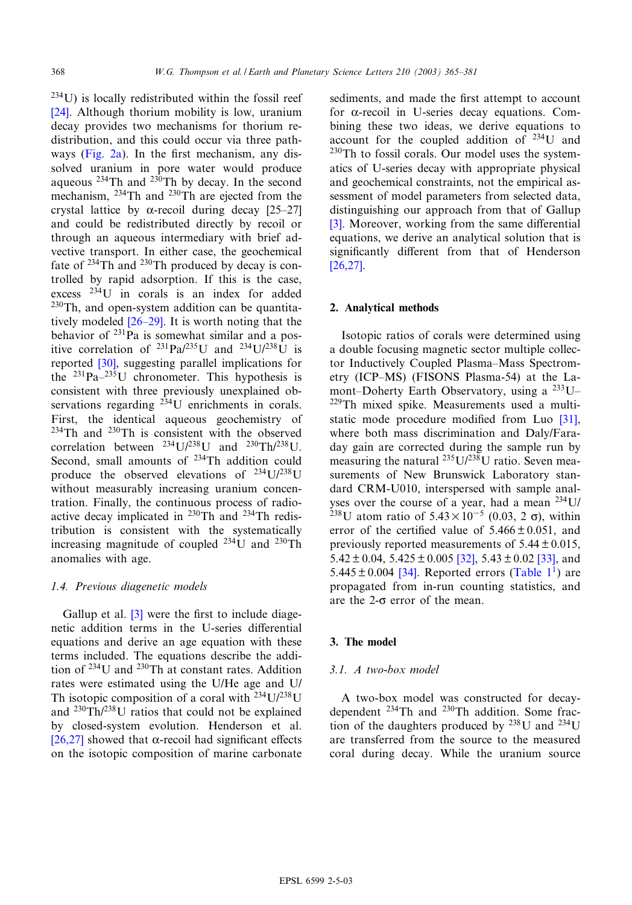$^{234}U$) is locally redistributed within the fossil reef [24]. Although thorium mobility is low, uranium decay provides two mechanisms for thorium redistribution, and this could occur via three pathways (Fig. 2a). In the first mechanism, any dissolved uranium in pore water would produce aqueous $^{234}Th$ and $^{230}Th$ by decay. In the second mechanism, $^{234}Th$ and $^{230}Th$ are ejected from the crystal lattice by α-recoil during decay [25–27] and could be redistributed directly by recoil or through an aqueous intermediary with brief advective transport. In either case, the geochemical fate of $^{234}Th$ and $^{230}Th$ produced by decay is controlled by rapid adsorption. If this is the case, excess $^{234}U$ in corals is an index for added $^{230}Th$, and open-system addition can be quantitatively modeled [26–29]. It is worth noting that the behavior of $^{231}Pa$ is somewhat similar and a positive correlation of $^{231}Pa/^{235}U$ and $^{234}U/^{238}U$ is reported [30], suggesting parallel implications for the $^{231}Pa$–$^{235}U$ chronometer. This hypothesis is consistent with three previously unexplained observations regarding $^{234}U$ enrichments in corals. First, the identical aqueous geochemistry of $^{234}Th$ and $^{230}Th$ is consistent with the observed correlation between $^{234}U/^{238}U$ and $^{230}Th/^{238}U$. Second, small amounts of $^{234}Th$ addition could produce the observed elevations of $^{234}U/^{238}U$ without measurably increasing uranium concentration. Finally, the continuous process of radioactive decay implicated in $^{230}Th$ and $^{234}Th$ redistribution is consistent with the systematically increasing magnitude of coupled $^{234}U$ and $^{230}Th$ anomalies with age.

### 1.4. Previous diagenetic models

Gallup et al. [3] were the first to include diagenetic addition terms in the U-series differential equations and derive an age equation with these terms included. The equations describe the addition of $^{234}U$ and $^{230}Th$ at constant rates. Addition rates were estimated using the U/He age and U/Th isotopic composition of a coral with $^{234}U/^{238}U$ and $^{230}Th/^{238}U$ ratios that could not be explained by closed-system evolution. Henderson et al. [26,27] showed that α-recoil had significant effects on the isotopic composition of marine carbonate sediments, and made the first attempt to account for α-recoil in U-series decay equations. Combining these two ideas, we derive equations to account for the coupled addition of $^{234}U$ and $^{230}Th$ to fossil corals. Our model uses the systematics of U-series decay with appropriate physical and geochemical constraints, not the empirical assessment of model parameters from selected data, distinguishing our approach from that of Gallup [3]. Moreover, working from the same differential equations, we derive an analytical solution that is significantly different from that of Henderson [26,27].

## 2. Analytical methods

Isotopic ratios of corals were determined using a double focusing magnetic sector multiple collector Inductively Coupled Plasma–Mass Spectrometry (ICP–MS) (FISONS Plasma-54) at the Lamont–Doherty Earth Observatory, using a $^{233}U$–$^{229}Th$ mixed spike. Measurements used a multistatic mode procedure modified from Luo [31], where both mass discrimination and Daly/Faraday gain are corrected during the sample run by measuring the natural $^{235}U/^{238}U$ ratio. Seven measurements of New Brunswick Laboratory standard CRM-U010, interspersed with sample analyses over the course of a year, had a mean $^{234}U/^{238}U$ atom ratio of $5.43 \times 10^{-5}$ (0.03, 2 σ), within error of the certified value of $5.466 \pm 0.051$, and previously reported measurements of $5.44 \pm 0.015$, $5.42 \pm 0.04$, $5.425 \pm 0.005$ [32], $5.43 \pm 0.02$ [33], and $5.445 \pm 0.004$ [34]. Reported errors (Table 1[1]) are propagated from in-run counting statistics, and are the 2-σ error of the mean.

## 3. The model

### 3.1. A two-box model

A two-box model was constructed for decay-dependent $^{234}Th$ and $^{230}Th$ addition. Some fraction of the daughters produced by $^{238}U$ and $^{234}U$ are transferred from the source to the measured coral during decay. While the uranium source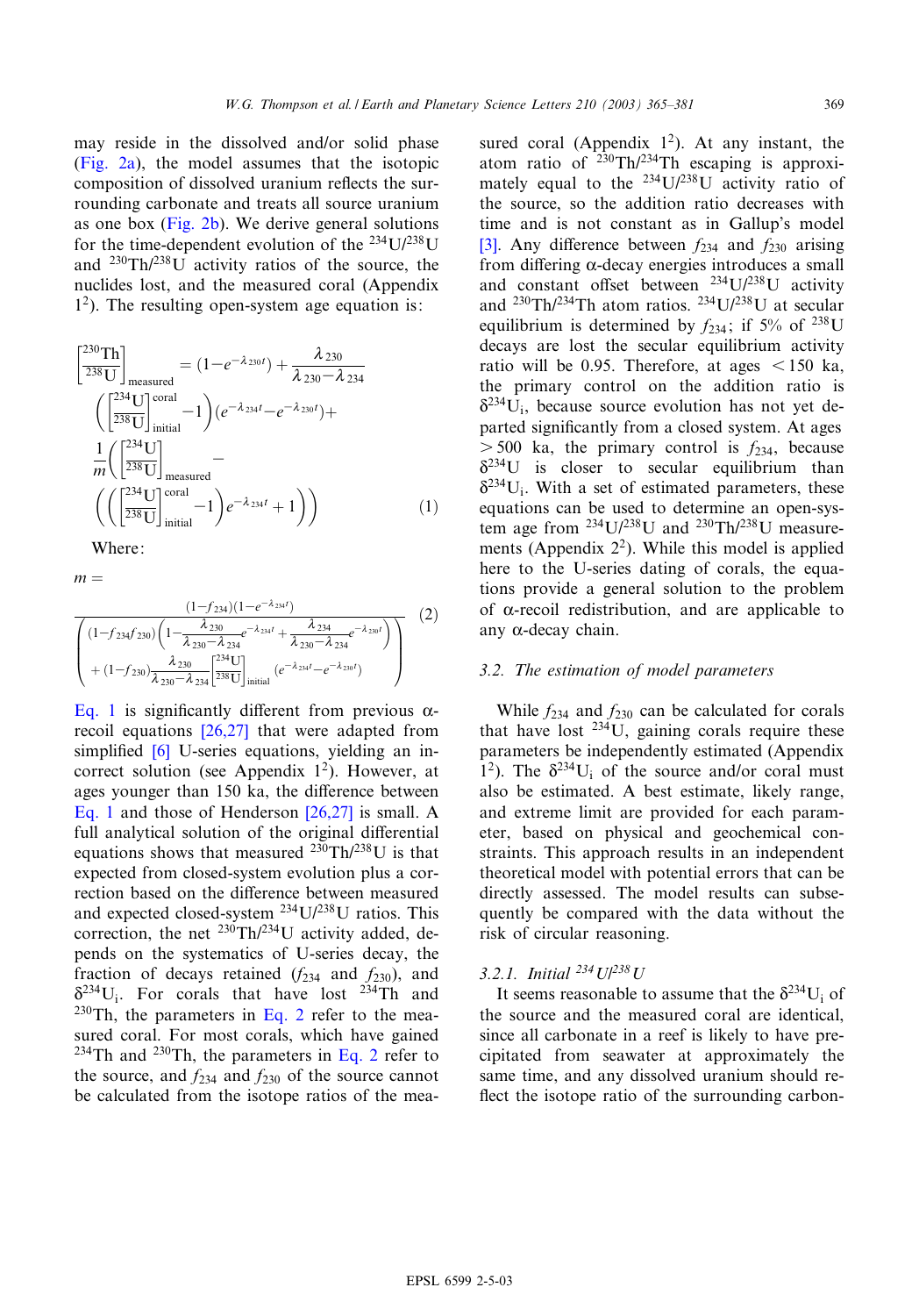may reside in the dissolved and/or solid phase (Fig. 2a), the model assumes that the isotopic composition of dissolved uranium reflects the surrounding carbonate and treats all source uranium as one box (Fig. 2b). We derive general solutions for the time-dependent evolution of the $^{234}U/^{238}U$ and $^{230}Th/^{238}U$ activity ratios of the source, the nuclides lost, and the measured coral (Appendix 1[2]). The resulting open-system age equation is:

$$\left[\frac{^{230}\mathrm{Th}}{^{238}\mathrm{U}}\right]_{\mathrm{measured}} = (1-e^{-\lambda_{230}t}) + \frac{\lambda_{230}}{\lambda_{230}-\lambda_{234}} \left(\left[\frac{^{234}\mathrm{U}}{^{238}\mathrm{U}}\right]^{\mathrm{coral}}_{\mathrm{initial}}-1\right)(e^{-\lambda_{234}t}-e^{-\lambda_{230}t})+ \frac{1}{m}\left(\left[\frac{^{234}\mathrm{U}}{^{238}\mathrm{U}}\right]_{\mathrm{measured}} - \left(\left(\left[\frac{^{234}\mathrm{U}}{^{238}\mathrm{U}}\right]^{\mathrm{coral}}_{\mathrm{initial}}-1\right)e^{-\lambda_{234}t}+1\right)\right) \quad (1)$$

Where:

$$m = \frac{(1-f_{234})(1-e^{-\lambda_{234}t})}{\left((1-f_{234}f_{230})\left(1-\frac{\lambda_{230}}{\lambda_{230}-\lambda_{234}}e^{-\lambda_{234}t}+\frac{\lambda_{234}}{\lambda_{230}-\lambda_{234}}e^{-\lambda_{230}t}\right) + (1-f_{230})\frac{\lambda_{230}}{\lambda_{230}-\lambda_{234}}\left[\frac{^{234}\mathrm{U}}{^{238}\mathrm{U}}\right]_{\mathrm{initial}}(e^{-\lambda_{234}t}-e^{-\lambda_{230}t})\right)} \quad (2)$$

Eq. 1 is significantly different from previous α-recoil equations [26,27] that were adapted from simplified [6] U-series equations, yielding an incorrect solution (see Appendix 1[2]). However, at ages younger than 150 ka, the difference between Eq. 1 and those of Henderson [26,27] is small. A full analytical solution of the original differential equations shows that measured $^{230}Th/^{238}U$ is that expected from closed-system evolution plus a correction based on the difference between measured and expected closed-system $^{234}U/^{238}U$ ratios. This correction, the net $^{230}Th/^{234}U$ activity added, depends on the systematics of U-series decay, the fraction of decays retained ($f_{234}$ and $f_{230}$), and $\delta^{234}U_i$. For corals that have lost $^{234}Th$ and $^{230}Th$, the parameters in Eq. 2 refer to the measured coral. For most corals, which have gained $^{234}Th$ and $^{230}Th$, the parameters in Eq. 2 refer to the source, and $f_{234}$ and $f_{230}$ of the source cannot be calculated from the isotope ratios of the measured coral (Appendix 1[2]). At any instant, the atom ratio of $^{230}Th/^{234}Th$ escaping is approximately equal to the $^{234}U/^{238}U$ activity ratio of the source, so the addition ratio decreases with time and is not constant as in Gallup's model [3]. Any difference between $f_{234}$ and $f_{230}$ arising from differing α-decay energies introduces a small and constant offset between $^{234}U/^{238}U$ activity and $^{230}Th/^{234}Th$ atom ratios. $^{234}U/^{238}U$ at secular equilibrium is determined by $f_{234}$; if 5% of $^{238}U$ decays are lost the secular equilibrium activity ratio will be 0.95. Therefore, at ages $< 150$ ka, the primary control on the addition ratio is $\delta^{234}U_i$, because source evolution has not yet departed significantly from a closed system. At ages $> 500$ ka, the primary control is $f_{234}$, because $\delta^{234}U$ is closer to secular equilibrium than $\delta^{234}U_i$. With a set of estimated parameters, these equations can be used to determine an open-system age from $^{234}U/^{238}U$ and $^{230}Th/^{238}U$ measurements (Appendix 2[2]). While this model is applied here to the U-series dating of corals, the equations provide a general solution to the problem of α-recoil redistribution, and are applicable to any α-decay chain.

### 3.2. The estimation of model parameters

While $f_{234}$ and $f_{230}$ can be calculated for corals that have lost $^{234}U$, gaining corals require these parameters be independently estimated (Appendix 1[2]). The $\delta^{234}U_i$ of the source and/or coral must also be estimated. A best estimate, likely range, and extreme limit are provided for each parameter, based on physical and geochemical constraints. This approach results in an independent theoretical model with potential errors that can be directly assessed. The model results can subsequently be compared with the data without the risk of circular reasoning.

#### 3.2.1. Initial $^{234}U/^{238}U$

It seems reasonable to assume that the $\delta^{234}U_i$ of the source and the measured coral are identical, since all carbonate in a reef is likely to have precipitated from seawater at approximately the same time, and any dissolved uranium should reflect the isotope ratio of the surrounding carbon-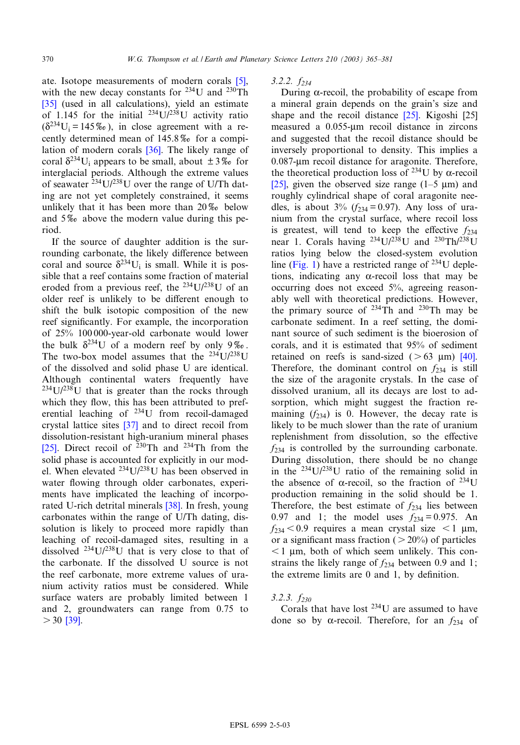ate. Isotope measurements of modern corals [5], with the new decay constants for $^{234}$U and $^{230}$Th [35] (used in all calculations), yield an estimate of 1.145 for the initial $^{234}U/^{238}U$ activity ratio ($\delta^{234}U_i = 145$‰), in close agreement with a recently determined mean of 145.8‰ for a compilation of modern corals [36]. The likely range of coral $\delta^{234}U_i$ appears to be small, about ±3‰ for interglacial periods. Although the extreme values of seawater $^{234}U/^{238}U$ over the range of U/Th dating are not yet completely constrained, it seems unlikely that it has been more than 20‰ below and 5‰ above the modern value during this period.

If the source of daughter addition is the surrounding carbonate, the likely difference between coral and source $\delta^{234}U_i$ is small. While it is possible that a reef contains some fraction of material eroded from a previous reef, the $^{234}U/^{238}U$ of an older reef is unlikely to be different enough to shift the bulk isotopic composition of the new reef significantly. For example, the incorporation of 25% 100 000-year-old carbonate would lower the bulk $\delta^{234}U$ of a modern reef by only 9‰. The two-box model assumes that the $^{234}U/^{238}U$ of the dissolved and solid phase U are identical. Although continental waters frequently have $^{234}U/^{238}U$ that is greater than the rocks through which they flow, this has been attributed to preferential leaching of $^{234}$U from recoil-damaged crystal lattice sites [37] and to direct recoil from dissolution-resistant high-uranium mineral phases [25]. Direct recoil of $^{230}$Th and $^{234}$Th from the solid phase is accounted for explicitly in our model. When elevated $^{234}U/^{238}U$ has been observed in water flowing through older carbonates, experiments have implicated the leaching of incorporated U-rich detrital minerals [38]. In fresh, young carbonates within the range of U/Th dating, dissolution is likely to proceed more rapidly than leaching of recoil-damaged sites, resulting in a dissolved $^{234}U/^{238}U$ that is very close to that of the carbonate. If the dissolved U source is not the reef carbonate, more extreme values of uranium activity ratios must be considered. While surface waters are probably limited between 1 and 2, groundwaters can range from 0.75 to >30 [39].

### 3.2.2. $f_{234}$

During α-recoil, the probability of escape from a mineral grain depends on the grain's size and shape and the recoil distance [25]. Kigoshi [25] measured a 0.055-μm recoil distance in zircons and suggested that the recoil distance should be inversely proportional to density. This implies a 0.087-μm recoil distance for aragonite. Therefore, the theoretical production loss of $^{234}$U by α-recoil [25], given the observed size range (1–5 μm) and roughly cylindrical shape of coral aragonite needles, is about 3% ($f_{234} = 0.97$). Any loss of uranium from the crystal surface, where recoil loss is greatest, will tend to keep the effective $f_{234}$ near 1. Corals having $^{234}U/^{238}U$ and $^{230}Th/^{238}U$ ratios lying below the closed-system evolution line (Fig. 1) have a restricted range of $^{234}$U depletions, indicating any α-recoil loss that may be occurring does not exceed 5%, agreeing reasonably well with theoretical predictions. However, the primary source of $^{234}$Th and $^{230}$Th may be carbonate sediment. In a reef setting, the dominant source of such sediment is the bioerosion of corals, and it is estimated that 95% of sediment retained on reefs is sand-sized (>63 μm) [40]. Therefore, the dominant control on $f_{234}$ is still the size of the aragonite crystals. In the case of dissolved uranium, all its decays are lost to adsorption, which might suggest the fraction remaining ($f_{234}$) is 0. However, the decay rate is likely to be much slower than the rate of uranium replenishment from dissolution, so the effective $f_{234}$ is controlled by the surrounding carbonate. During dissolution, there should be no change in the $^{234}U/^{238}U$ ratio of the remaining solid in the absence of α-recoil, so the fraction of $^{234}$U production remaining in the solid should be 1. Therefore, the best estimate of $f_{234}$ lies between 0.97 and 1; the model uses $f_{234} = 0.975$. An $f_{234} < 0.9$ requires a mean crystal size <1 μm, or a significant mass fraction (>20%) of particles <1 μm, both of which seem unlikely. This constrains the likely range of $f_{234}$ between 0.9 and 1; the extreme limits are 0 and 1, by definition.

### 3.2.3. $f_{230}$

Corals that have lost $^{234}$U are assumed to have done so by α-recoil. Therefore, for an $f_{234}$ of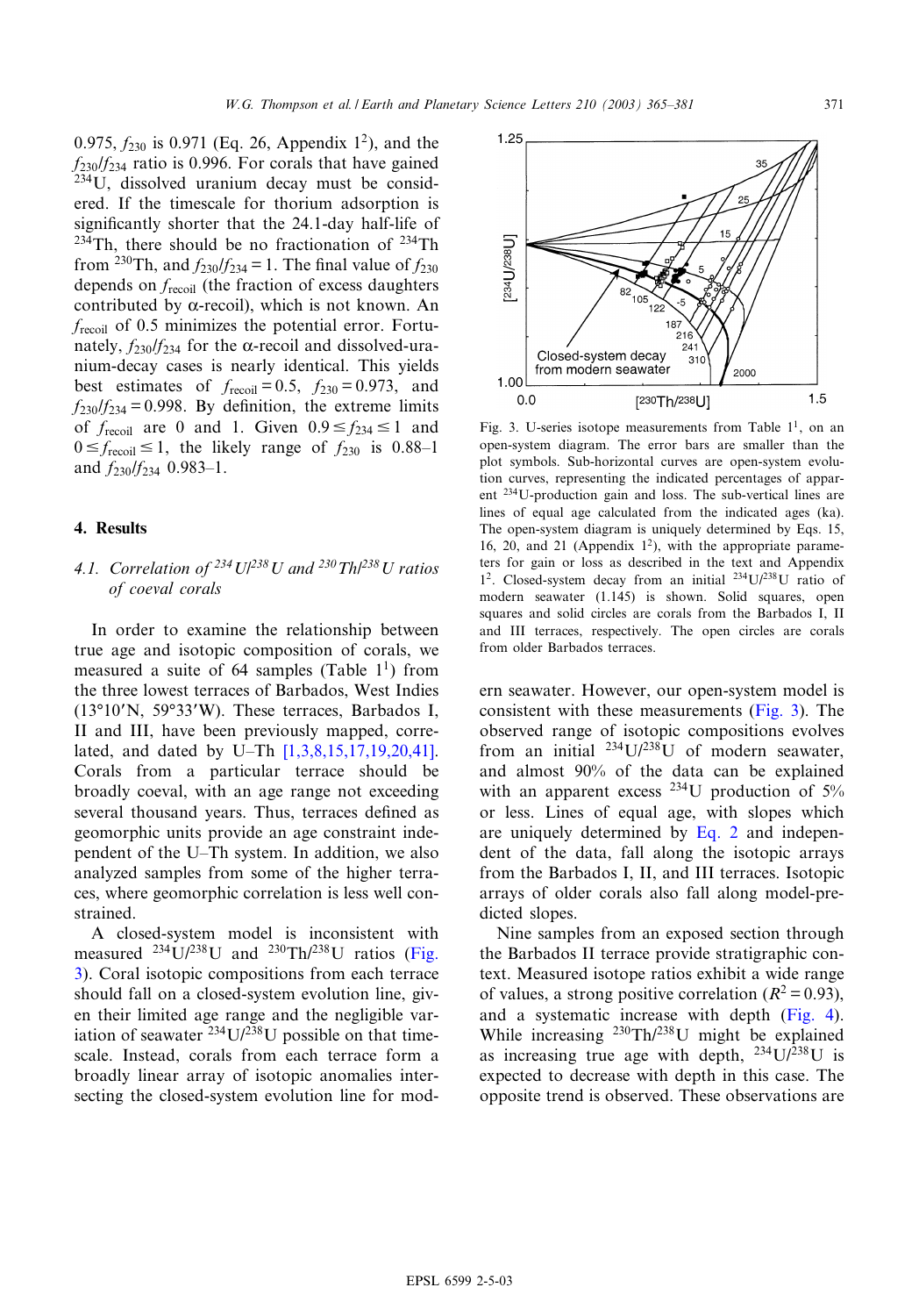0.975, $f_{230}$ is 0.971 (Eq. 26, Appendix 1[2]), and the $f_{230}/f_{234}$ ratio is 0.996. For corals that have gained $^{234}$U, dissolved uranium decay must be considered. If the timescale for thorium adsorption is significantly shorter that the 24.1-day half-life of $^{234}$Th, there should be no fractionation of $^{234}$Th from $^{230}$Th, and $f_{230}/f_{234} = 1$. The final value of $f_{230}$ depends on $f_{recoil}$ (the fraction of excess daughters contributed by α-recoil), which is not known. An $f_{recoil}$ of 0.5 minimizes the potential error. Fortunately, $f_{230}/f_{234}$ for the α-recoil and dissolved-uranium-decay cases is nearly identical. This yields best estimates of $f_{recoil} = 0.5$, $f_{230} = 0.973$, and $f_{230}/f_{234} = 0.998$. By definition, the extreme limits of $f_{recoil}$ are 0 and 1. Given $0.9 \leq f_{234} \leq 1$ and $0 \leq f_{recoil} \leq 1$, the likely range of $f_{230}$ is 0.88–1 and $f_{230}/f_{234}$ 0.983–1.

## 4. Results

### 4.1. Correlation of $^{234}U/^{238}U$ and $^{230}Th/^{238}U$ ratios of coeval corals

In order to examine the relationship between true age and isotopic composition of corals, we measured a suite of 64 samples (Table 1[1]) from the three lowest terraces of Barbados, West Indies (13°10′N, 59°33′W). These terraces, Barbados I, II and III, have been previously mapped, correlated, and dated by U–Th [1,3,8,15,17,19,20,41]. Corals from a particular terrace should be broadly coeval, with an age range not exceeding several thousand years. Thus, terraces defined as geomorphic units provide an age constraint independent of the U–Th system. In addition, we also analyzed samples from some of the higher terraces, where geomorphic correlation is less well constrained.

A closed-system model is inconsistent with measured $^{234}$U/$^{238}$U and $^{230}$Th/$^{238}$U ratios (Fig. 3). Coral isotopic compositions from each terrace should fall on a closed-system evolution line, given their limited age range and the negligible variation of seawater $^{234}$U/$^{238}$U possible on that timescale. Instead, corals from each terrace form a broadly linear array of isotopic anomalies intersecting the closed-system evolution line for modern seawater. However, our open-system model is consistent with these measurements (Fig. 3). The observed range of isotopic compositions evolves from an initial $^{234}$U/$^{238}$U of modern seawater, and almost 90% of the data can be explained with an apparent excess $^{234}$U production of 5% or less. Lines of equal age, with slopes which are uniquely determined by Eq. 2 and independent of the data, fall along the isotopic arrays from the Barbados I, II, and III terraces. Isotopic arrays of older corals also fall along model-predicted slopes.

Fig. 3. U-series isotope measurements from Table 1[1], on an open-system diagram. The error bars are smaller than the plot symbols. Sub-horizontal curves are open-system evolution curves, representing the indicated percentages of apparent $^{234}$U-production gain and loss. The sub-vertical lines are lines of equal age calculated from the indicated ages (ka). The open-system diagram is uniquely determined by Eqs. 15, 16, 20, and 21 (Appendix 1[2]), with the appropriate parameters for gain or loss as described in the text and Appendix 1[2]. Closed-system decay from an initial $^{234}$U/$^{238}$U ratio of modern seawater (1.145) is shown. Solid squares, open squares and solid circles are corals from the Barbados I, II and III terraces, respectively. The open circles are corals from older Barbados terraces.

Nine samples from an exposed section through the Barbados II terrace provide stratigraphic context. Measured isotope ratios exhibit a wide range of values, a strong positive correlation ($R^2 = 0.93$), and a systematic increase with depth (Fig. 4). While increasing $^{230}$Th/$^{238}$U might be explained as increasing true age with depth, $^{234}$U/$^{238}$U is expected to decrease with depth in this case. The opposite trend is observed. These observations are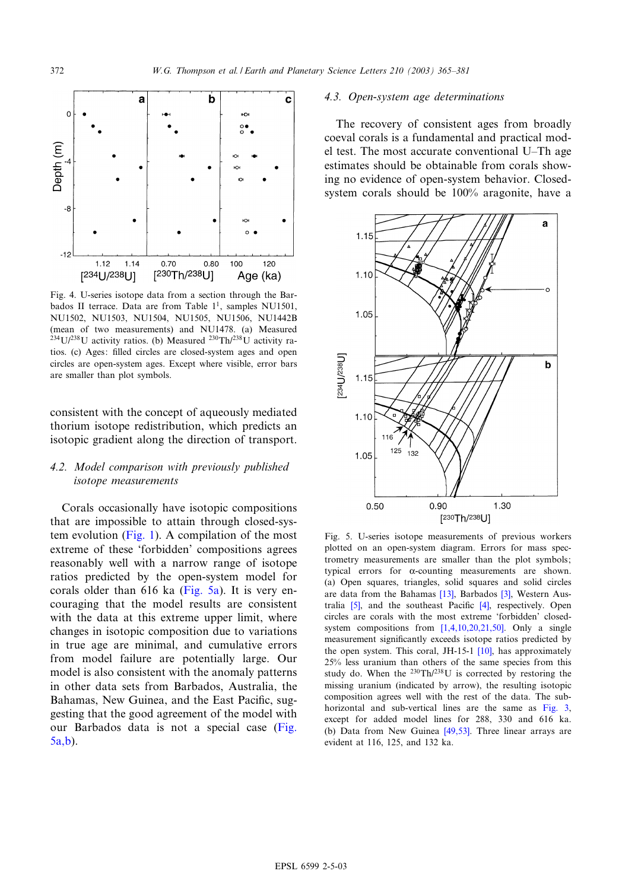Fig. 4. U-series isotope data from a section through the Barbados II terrace. Data are from Table 1[1], samples NU1501, NU1502, NU1503, NU1504, NU1505, NU1506, NU1442B (mean of two measurements) and NU1478. (a) Measured $^{234}U/^{238}U$ activity ratios. (b) Measured $^{230}Th/^{238}U$ activity ratios. (c) Ages: filled circles are closed-system ages and open circles are open-system ages. Except where visible, error bars are smaller than plot symbols.

consistent with the concept of aqueously mediated thorium isotope redistribution, which predicts an isotopic gradient along the direction of transport.

### 4.2. Model comparison with previously published isotope measurements

Corals occasionally have isotopic compositions that are impossible to attain through closed-system evolution (Fig. 1). A compilation of the most extreme of these 'forbidden' compositions agrees reasonably well with a narrow range of isotope ratios predicted by the open-system model for corals older than 616 ka (Fig. 5a). It is very encouraging that the model results are consistent with the data at this extreme upper limit, where changes in isotopic composition due to variations in true age are minimal, and cumulative errors from model failure are potentially large. Our model is also consistent with the anomaly patterns in other data sets from Barbados, Australia, the Bahamas, New Guinea, and the East Pacific, suggesting that the good agreement of the model with our Barbados data is not a special case (Fig. 5a,b).

### 4.3. Open-system age determinations

The recovery of consistent ages from broadly coeval corals is a fundamental and practical model test. The most accurate conventional U–Th age estimates should be obtainable from corals showing no evidence of open-system behavior. Closed-system corals should be 100% aragonite, have a

Fig. 5. U-series isotope measurements of previous workers plotted on an open-system diagram. Errors for mass spectrometry measurements are smaller than the plot symbols; typical errors for α-counting measurements are shown. (a) Open squares, triangles, solid squares and solid circles are data from the Bahamas [13], Barbados [3], Western Australia [5], and the southeast Pacific [4], respectively. Open circles are corals with the most extreme 'forbidden' closed-system compositions from [1,4,10,20,21,50]. Only a single measurement significantly exceeds isotope ratios predicted by the open system. This coral, JH-15-1 [10], has approximately 25% less uranium than others of the same species from this study do. When the $^{230}Th/^{238}U$ is corrected by restoring the missing uranium (indicated by arrow), the resulting isotopic composition agrees well with the rest of the data. The sub-horizontal and sub-vertical lines are the same as Fig. 3, except for added model lines for 288, 330 and 616 ka. (b) Data from New Guinea [49,53]. Three linear arrays are evident at 116, 125, and 132 ka.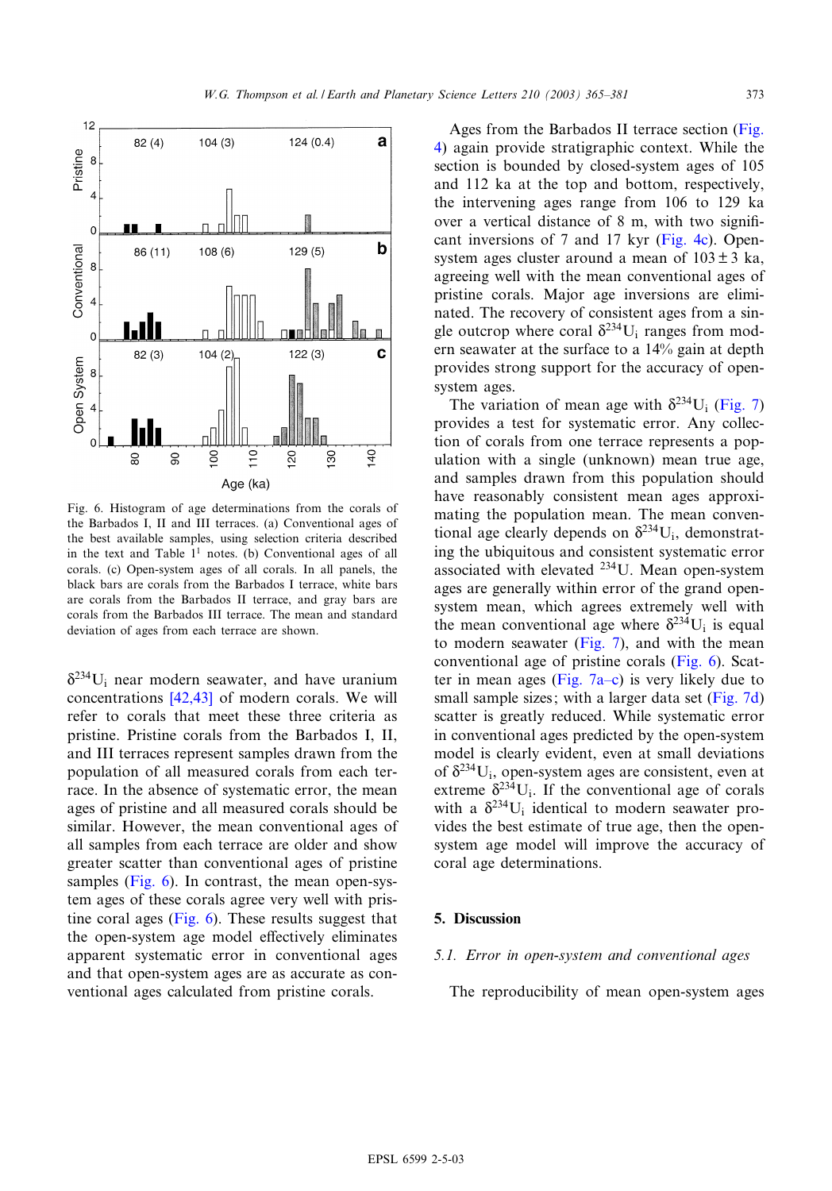Fig. 6. Histogram of age determinations from the corals of the Barbados I, II and III terraces. (a) Conventional ages of the best available samples, using selection criteria described in the text and Table 1[1] notes. (b) Conventional ages of all corals. (c) Open-system ages of all corals. In all panels, the black bars are corals from the Barbados I terrace, white bars are corals from the Barbados II terrace, and gray bars are corals from the Barbados III terrace. The mean and standard deviation of ages from each terrace are shown.

$\delta^{234}U_i$ near modern seawater, and have uranium concentrations [42,43] of modern corals. We will refer to corals that meet these three criteria as pristine. Pristine corals from the Barbados I, II, and III terraces represent samples drawn from the population of all measured corals from each terrace. In the absence of systematic error, the mean ages of pristine and all measured corals should be similar. However, the mean conventional ages of all samples from each terrace are older and show greater scatter than conventional ages of pristine samples (Fig. 6). In contrast, the mean open-system ages of these corals agree very well with pristine coral ages (Fig. 6). These results suggest that the open-system age model effectively eliminates apparent systematic error in conventional ages and that open-system ages are as accurate as conventional ages calculated from pristine corals.

Ages from the Barbados II terrace section (Fig. 4) again provide stratigraphic context. While the section is bounded by closed-system ages of 105 and 112 ka at the top and bottom, respectively, the intervening ages range from 106 to 129 ka over a vertical distance of 8 m, with two significant inversions of 7 and 17 kyr (Fig. 4c). Open-system ages cluster around a mean of $103 \pm 3$ ka, agreeing well with the mean conventional ages of pristine corals. Major age inversions are eliminated. The recovery of consistent ages from a single outcrop where coral $\delta^{234}U_i$ ranges from modern seawater at the surface to a 14% gain at depth provides strong support for the accuracy of open-system ages.

The variation of mean age with $\delta^{234}U_i$ (Fig. 7) provides a test for systematic error. Any collection of corals from one terrace represents a population with a single (unknown) mean true age, and samples drawn from this population should have reasonably consistent mean ages approximating the population mean. The mean conventional age clearly depends on $\delta^{234}U_i$, demonstrating the ubiquitous and consistent systematic error associated with elevated $^{234}U$. Mean open-system ages are generally within error of the grand open-system mean, which agrees extremely well with the mean conventional age where $\delta^{234}U_i$ is equal to modern seawater (Fig. 7), and with the mean conventional age of pristine corals (Fig. 6). Scatter in mean ages (Fig. 7a–c) is very likely due to small sample sizes; with a larger data set (Fig. 7d) scatter is greatly reduced. While systematic error in conventional ages predicted by the open-system model is clearly evident, even at small deviations of $\delta^{234}U_i$, open-system ages are consistent, even at extreme $\delta^{234}U_i$. If the conventional age of corals with a $\delta^{234}U_i$ identical to modern seawater provides the best estimate of true age, then the open-system age model will improve the accuracy of coral age determinations.

## 5. Discussion

### *5.1. Error in open-system and conventional ages*

The reproducibility of mean open-system ages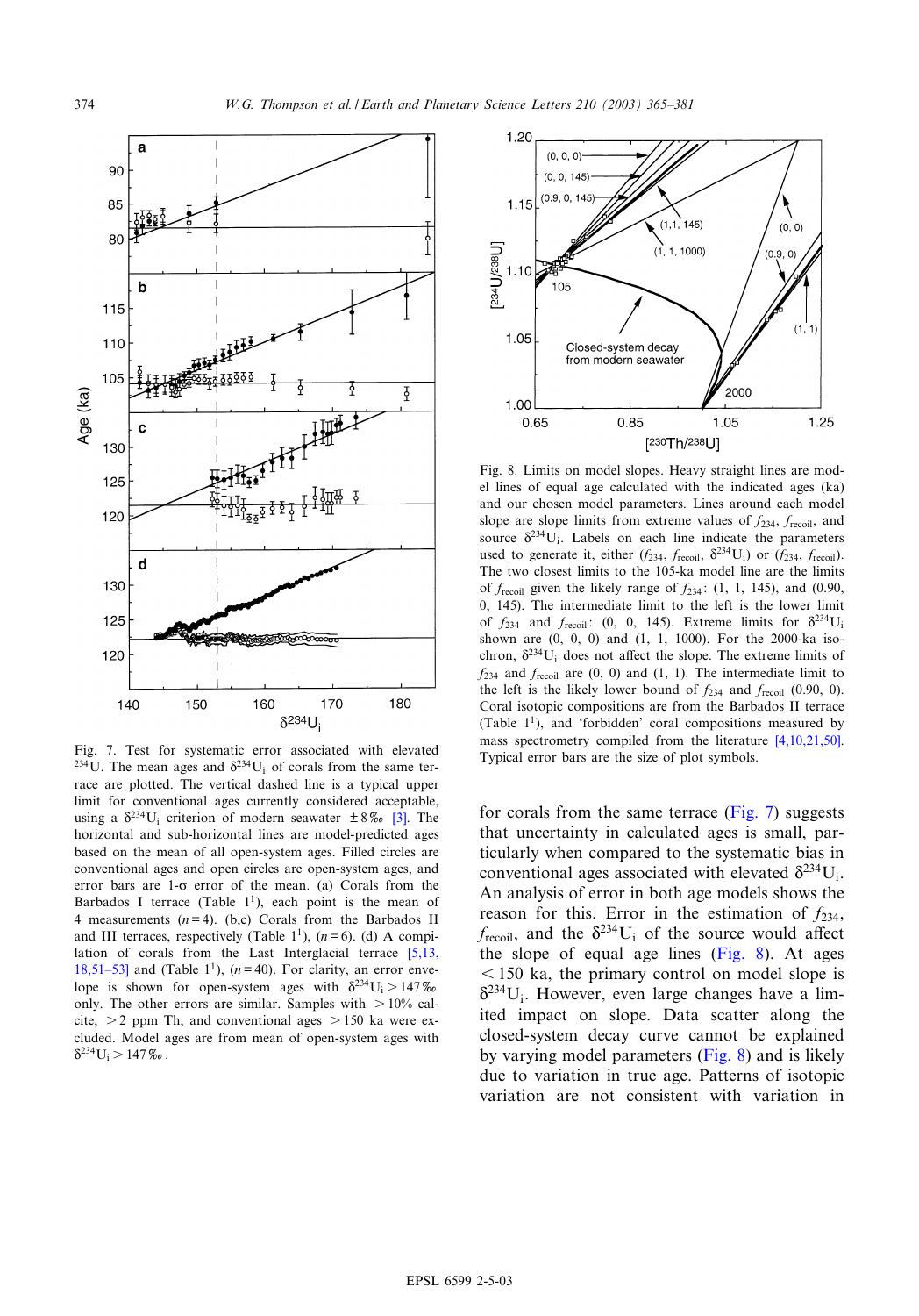Fig. 7. Test for systematic error associated with elevated $^{234}U$. The mean ages and $\delta^{234}U_i$ of corals from the same terrace are plotted. The vertical dashed line is a typical upper limit for conventional ages currently considered acceptable, using a $\delta^{234}U_i$ criterion of modern seawater ±8‰ [3]. The horizontal and sub-horizontal lines are model-predicted ages based on the mean of all open-system ages. Filled circles are conventional ages and open circles are open-system ages, and error bars are 1-σ error of the mean. (a) Corals from the Barbados I terrace (Table 1[1]), each point is the mean of 4 measurements ($n=4$). (b,c) Corals from the Barbados II and III terraces, respectively (Table 1[1]), ($n=6$). (d) A compilation of corals from the Last Interglacial terrace [5,13,18,51–53] and (Table 1[1]), ($n=40$). For clarity, an error envelope is shown for open-system ages with $\delta^{234}U_i > 147$‰ only. The other errors are similar. Samples with >10% calcite, >2 ppm Th, and conventional ages >150 ka were excluded. Model ages are from mean of open-system ages with $\delta^{234}U_i > 147$‰.

Fig. 8. Limits on model slopes. Heavy straight lines are model lines of equal age calculated with the indicated ages (ka) and our chosen model parameters. Lines around each model slope are slope limits from extreme values of $f_{234}$, $f_{recoil}$, and source $\delta^{234}U_i$. Labels on each line indicate the parameters used to generate it, either ($f_{234}$, $f_{recoil}$, $\delta^{234}U_i$) or ($f_{234}$, $f_{recoil}$). The two closest limits to the 105-ka model line are the limits of $f_{recoil}$ given the likely range of $f_{234}$: (1, 1, 145), and (0.90, 0, 145). The intermediate limit to the left is the lower limit of $f_{234}$ and $f_{recoil}$: (0, 0, 145). Extreme limits for $\delta^{234}U_i$ shown are (0, 0, 0) and (1, 1, 1000). For the 2000-ka isochron, $\delta^{234}U_i$ does not affect the slope. The extreme limits of $f_{234}$ and $f_{recoil}$ are (0, 0) and (1, 1). The intermediate limit to the left is the likely lower bound of $f_{234}$ and $f_{recoil}$ (0.90, 0). Coral isotopic compositions are from the Barbados II terrace (Table 1[1]), and 'forbidden' coral compositions measured by mass spectrometry compiled from the literature [4,10,21,50]. Typical error bars are the size of plot symbols.

for corals from the same terrace (Fig. 7) suggests that uncertainty in calculated ages is small, particularly when compared to the systematic bias in conventional ages associated with elevated $\delta^{234}U_i$. An analysis of error in both age models shows the reason for this. Error in the estimation of $f_{234}$, $f_{recoil}$, and the $\delta^{234}U_i$ of the source would affect the slope of equal age lines (Fig. 8). At ages <150 ka, the primary control on model slope is $\delta^{234}U_i$. However, even large changes have a limited impact on slope. Data scatter along the closed-system decay curve cannot be explained by varying model parameters (Fig. 8) and is likely due to variation in true age. Patterns of isotopic variation are not consistent with variation in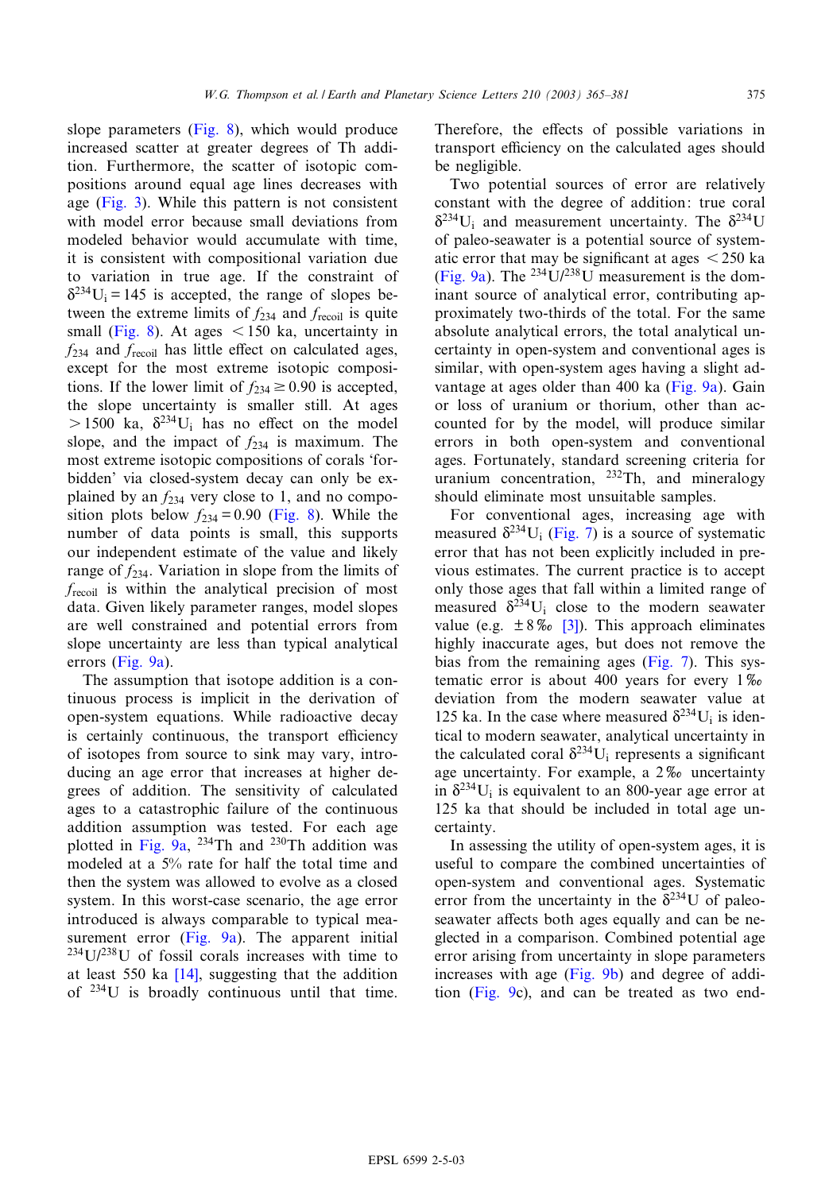slope parameters (Fig. 8), which would produce increased scatter at greater degrees of Th addition. Furthermore, the scatter of isotopic compositions around equal age lines decreases with age (Fig. 3). While this pattern is not consistent with model error because small deviations from modeled behavior would accumulate with time, it is consistent with compositional variation due to variation in true age. If the constraint of $\delta^{234}U_i = 145$ is accepted, the range of slopes between the extreme limits of $f_{234}$ and $f_{recoil}$ is quite small (Fig. 8). At ages $< 150$ ka, uncertainty in $f_{234}$ and $f_{recoil}$ has little effect on calculated ages, except for the most extreme isotopic compositions. If the lower limit of $f_{234} \geq 0.90$ is accepted, the slope uncertainty is smaller still. At ages $> 1500$ ka, $\delta^{234}U_i$ has no effect on the model slope, and the impact of $f_{234}$ is maximum. The most extreme isotopic compositions of corals 'forbidden' via closed-system decay can only be explained by an $f_{234}$ very close to 1, and no composition plots below $f_{234} = 0.90$ (Fig. 8). While the number of data points is small, this supports our independent estimate of the value and likely range of $f_{234}$. Variation in slope from the limits of $f_{recoil}$ is within the analytical precision of most data. Given likely parameter ranges, model slopes are well constrained and potential errors from slope uncertainty are less than typical analytical errors (Fig. 9a).

The assumption that isotope addition is a continuous process is implicit in the derivation of open-system equations. While radioactive decay is certainly continuous, the transport efficiency of isotopes from source to sink may vary, introducing an age error that increases at higher degrees of addition. The sensitivity of calculated ages to a catastrophic failure of the continuous addition assumption was tested. For each age plotted in Fig. 9a, $^{234}Th$ and $^{230}Th$ addition was modeled at a 5% rate for half the total time and then the system was allowed to evolve as a closed system. In this worst-case scenario, the age error introduced is always comparable to typical measurement error (Fig. 9a). The apparent initial $^{234}U/^{238}U$ of fossil corals increases with time to at least 550 ka [14], suggesting that the addition of $^{234}U$ is broadly continuous until that time. Therefore, the effects of possible variations in transport efficiency on the calculated ages should be negligible.

Two potential sources of error are relatively constant with the degree of addition: true coral $\delta^{234}U_i$ and measurement uncertainty. The $\delta^{234}U$ of paleo-seawater is a potential source of systematic error that may be significant at ages $< 250$ ka (Fig. 9a). The $^{234}U/^{238}U$ measurement is the dominant source of analytical error, contributing approximately two-thirds of the total. For the same absolute analytical errors, the total analytical uncertainty in open-system and conventional ages is similar, with open-system ages having a slight advantage at ages older than 400 ka (Fig. 9a). Gain or loss of uranium or thorium, other than accounted for by the model, will produce similar errors in both open-system and conventional ages. Fortunately, standard screening criteria for uranium concentration, $^{232}Th$, and mineralogy should eliminate most unsuitable samples.

For conventional ages, increasing age with measured $\delta^{234}U_i$ (Fig. 7) is a source of systematic error that has not been explicitly included in previous estimates. The current practice is to accept only those ages that fall within a limited range of measured $\delta^{234}U_i$ close to the modern seawater value (e.g. $\pm 8$‰ [3]). This approach eliminates highly inaccurate ages, but does not remove the bias from the remaining ages (Fig. 7). This systematic error is about 400 years for every 1‰ deviation from the modern seawater value at 125 ka. In the case where measured $\delta^{234}U_i$ is identical to modern seawater, analytical uncertainty in the calculated coral $\delta^{234}U_i$ represents a significant age uncertainty. For example, a 2‰ uncertainty in $\delta^{234}U_i$ is equivalent to an 800-year age error at 125 ka that should be included in total age uncertainty.

In assessing the utility of open-system ages, it is useful to compare the combined uncertainties of open-system and conventional ages. Systematic error from the uncertainty in the $\delta^{234}U$ of paleo-seawater affects both ages equally and can be neglected in a comparison. Combined potential age error arising from uncertainty in slope parameters increases with age (Fig. 9b) and degree of addition (Fig. 9c), and can be treated as two end-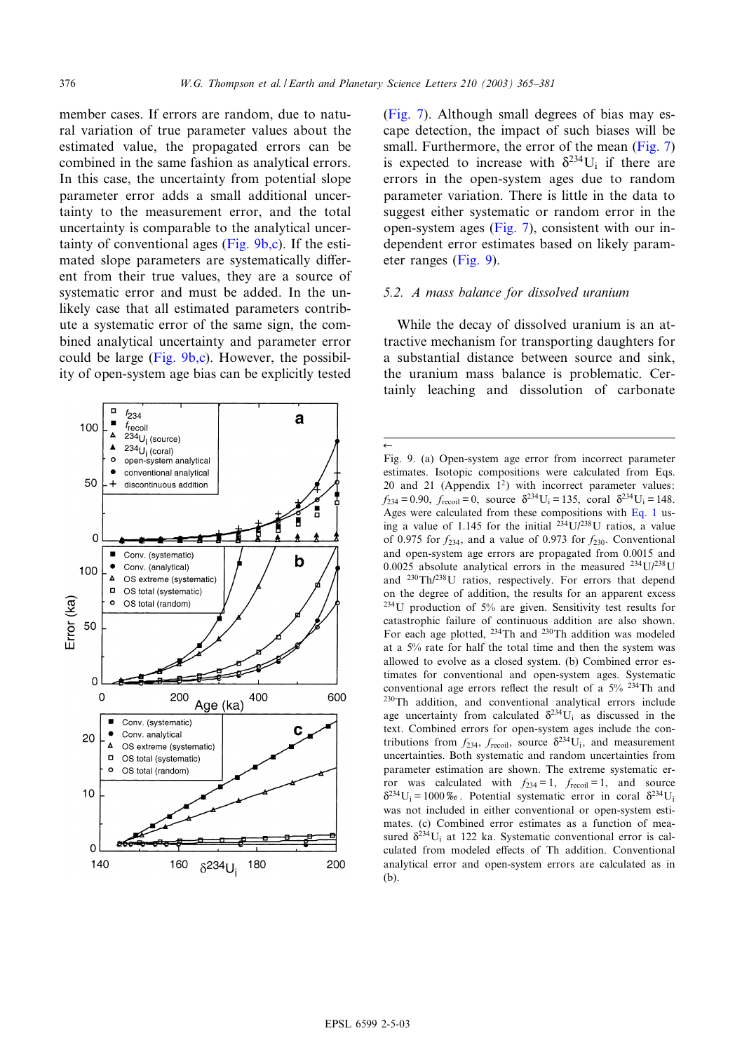member cases. If errors are random, due to natural variation of true parameter values about the estimated value, the propagated errors can be combined in the same fashion as analytical errors. In this case, the uncertainty from potential slope parameter error adds a small additional uncertainty to the measurement error, and the total uncertainty is comparable to the analytical uncertainty of conventional ages (Fig. 9b,c). If the estimated slope parameters are systematically different from their true values, they are a source of systematic error and must be added. In the unlikely case that all estimated parameters contribute a systematic error of the same sign, the combined analytical uncertainty and parameter error could be large (Fig. 9b,c). However, the possibility of open-system age bias can be explicitly tested (Fig. 7). Although small degrees of bias may escape detection, the impact of such biases will be small. Furthermore, the error of the mean (Fig. 7) is expected to increase with $\delta^{234}U_i$ if there are errors in the open-system ages due to random parameter variation. There is little in the data to suggest either systematic or random error in the open-system ages (Fig. 7), consistent with our independent error estimates based on likely parameter ranges (Fig. 9).

### 5.2. A mass balance for dissolved uranium

While the decay of dissolved uranium is an attractive mechanism for transporting daughters for a substantial distance between source and sink, the uranium mass balance is problematic. Certainly leaching and dissolution of carbonate

Fig. 9. (a) Open-system age error from incorrect parameter estimates. Isotopic compositions were calculated from Eqs. 20 and 21 (Appendix 1[2]) with incorrect parameter values: $f_{234} = 0.90$, $f_{recoil} = 0$, source $\delta^{234}U_i = 135$, coral $\delta^{234}U_i = 148$. Ages were calculated from these compositions with Eq. 1 using a value of 1.145 for the initial $^{234}U/^{238}U$ ratios, a value of 0.975 for $f_{234}$, and a value of 0.973 for $f_{230}$. Conventional and open-system age errors are propagated from 0.0015 and 0.0025 absolute analytical errors in the measured $^{234}U/^{238}U$ and $^{230}Th/^{238}U$ ratios, respectively. For errors that depend on the degree of addition, the results for an apparent excess $^{234}U$ production of 5% are given. Sensitivity test results for catastrophic failure of continuous addition are also shown. For each age plotted, $^{234}Th$ and $^{230}Th$ addition was modeled at a 5% rate for half the total time and then the system was allowed to evolve as a closed system. (b) Combined error estimates for conventional and open-system ages. Systematic conventional age errors reflect the result of a 5% $^{234}Th$ and $^{230}Th$ addition, and conventional analytical errors include age uncertainty from calculated $\delta^{234}U_i$ as discussed in the text. Combined errors for open-system ages include the contributions from $f_{234}$, $f_{recoil}$, source $\delta^{234}U_i$, and measurement uncertainties. Both systematic and random uncertainties from parameter estimation are shown. The extreme systematic error was calculated with $f_{234} = 1$, $f_{recoil} = 1$, and source $\delta^{234}U_i = 1000$‰. Potential systematic error in coral $\delta^{234}U_i$ was not included in either conventional or open-system estimates. (c) Combined error estimates as a function of measured $\delta^{234}U_i$ at 122 ka. Systematic conventional error is calculated from modeled effects of Th addition. Conventional analytical error and open-system errors are calculated as in (b).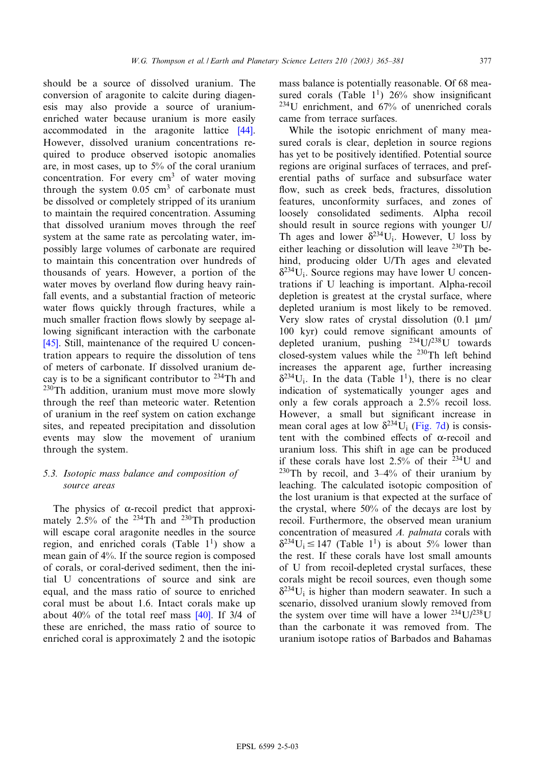should be a source of dissolved uranium. The conversion of aragonite to calcite during diagenesis may also provide a source of uranium-enriched water because uranium is more easily accommodated in the aragonite lattice [44]. However, dissolved uranium concentrations required to produce observed isotopic anomalies are, in most cases, up to 5% of the coral uranium concentration. For every $cm^3$ of water moving through the system 0.05 $cm^3$ of carbonate must be dissolved or completely stripped of its uranium to maintain the required concentration. Assuming that dissolved uranium moves through the reef system at the same rate as percolating water, impossibly large volumes of carbonate are required to maintain this concentration over hundreds of thousands of years. However, a portion of the water moves by overland flow during heavy rainfall events, and a substantial fraction of meteoric water flows quickly through fractures, while a much smaller fraction flows slowly by seepage allowing significant interaction with the carbonate [45]. Still, maintenance of the required U concentration appears to require the dissolution of tens of meters of carbonate. If dissolved uranium decay is to be a significant contributor to $^{234}Th$ and $^{230}Th$ addition, uranium must move more slowly through the reef than meteoric water. Retention of uranium in the reef system on cation exchange sites, and repeated precipitation and dissolution events may slow the movement of uranium through the system.

### 5.3. Isotopic mass balance and composition of source areas

The physics of α-recoil predict that approximately 2.5% of the $^{234}Th$ and $^{230}Th$ production will escape coral aragonite needles in the source region, and enriched corals (Table 1[1]) show a mean gain of 4%. If the source region is composed of corals, or coral-derived sediment, then the initial U concentrations of source and sink are equal, and the mass ratio of source to enriched coral must be about 1.6. Intact corals make up about 40% of the total reef mass [40]. If 3/4 of these are enriched, the mass ratio of source to enriched coral is approximately 2 and the isotopic mass balance is potentially reasonable. Of 68 measured corals (Table 1[1]) 26% show insignificant $^{234}U$ enrichment, and 67% of unenriched corals came from terrace surfaces.

While the isotopic enrichment of many measured corals is clear, depletion in source regions has yet to be positively identified. Potential source regions are original surfaces of terraces, and preferential paths of surface and subsurface water flow, such as creek beds, fractures, dissolution features, unconformity surfaces, and zones of loosely consolidated sediments. Alpha recoil should result in source regions with younger U/Th ages and lower $\delta^{234}U_i$. However, U loss by either leaching or dissolution will leave $^{230}Th$ behind, producing older U/Th ages and elevated $\delta^{234}U_i$. Source regions may have lower U concentrations if U leaching is important. Alpha-recoil depletion is greatest at the crystal surface, where depleted uranium is most likely to be removed. Very slow rates of crystal dissolution (0.1 μm/100 kyr) could remove significant amounts of depleted uranium, pushing $^{234}U/^{238}U$ towards closed-system values while the $^{230}Th$ left behind increases the apparent age, further increasing $\delta^{234}U_i$. In the data (Table 1[1]), there is no clear indication of systematically younger ages and only a few corals approach a 2.5% recoil loss. However, a small but significant increase in mean coral ages at low $\delta^{234}U_i$ (Fig. 7d) is consistent with the combined effects of α-recoil and uranium loss. This shift in age can be produced if these corals have lost 2.5% of their $^{234}U$ and $^{230}Th$ by recoil, and 3–4% of their uranium by leaching. The calculated isotopic composition of the lost uranium is that expected at the surface of the crystal, where 50% of the decays are lost by recoil. Furthermore, the observed mean uranium concentration of measured *A. palmata* corals with $\delta^{234}U_i \leq 147$ (Table 1[1]) is about 5% lower than the rest. If these corals have lost small amounts of U from recoil-depleted crystal surfaces, these corals might be recoil sources, even though some $\delta^{234}U_i$ is higher than modern seawater. In such a scenario, dissolved uranium slowly removed from the system over time will have a lower $^{234}U/^{238}U$ than the carbonate it was removed from. The uranium isotope ratios of Barbados and Bahamas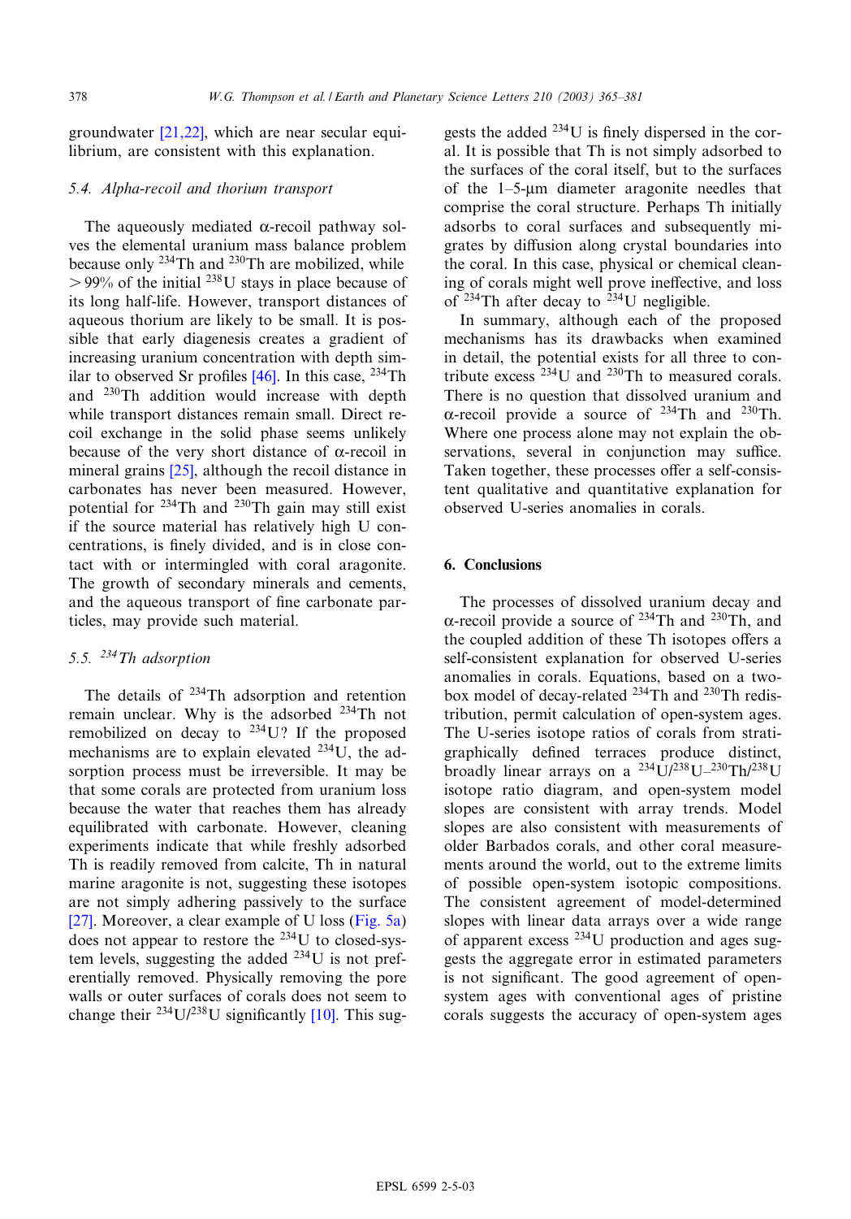groundwater [21,22], which are near secular equilibrium, are consistent with this explanation.

### 5.4. Alpha-recoil and thorium transport

The aqueously mediated α-recoil pathway solves the elemental uranium mass balance problem because only $^{234}$Th and $^{230}$Th are mobilized, while $>99\%$ of the initial $^{238}$U stays in place because of its long half-life. However, transport distances of aqueous thorium are likely to be small. It is possible that early diagenesis creates a gradient of increasing uranium concentration with depth similar to observed Sr profiles [46]. In this case, $^{234}$Th and $^{230}$Th addition would increase with depth while transport distances remain small. Direct recoil exchange in the solid phase seems unlikely because of the very short distance of α-recoil in mineral grains [25], although the recoil distance in carbonates has never been measured. However, potential for $^{234}$Th and $^{230}$Th gain may still exist if the source material has relatively high U concentrations, is finely divided, and is in close contact with or intermingled with coral aragonite. The growth of secondary minerals and cements, and the aqueous transport of fine carbonate particles, may provide such material.

### 5.5. $^{234}$Th adsorption

The details of $^{234}$Th adsorption and retention remain unclear. Why is the adsorbed $^{234}$Th not remobilized on decay to $^{234}$U? If the proposed mechanisms are to explain elevated $^{234}$U, the adsorption process must be irreversible. It may be that some corals are protected from uranium loss because the water that reaches them has already equilibrated with carbonate. However, cleaning experiments indicate that while freshly adsorbed Th is readily removed from calcite, Th in natural marine aragonite is not, suggesting these isotopes are not simply adhering passively to the surface [27]. Moreover, a clear example of U loss (Fig. 5a) does not appear to restore the $^{234}$U to closed-system levels, suggesting the added $^{234}$U is not preferentially removed. Physically removing the pore walls or outer surfaces of corals does not seem to change their $^{234}$U/$^{238}$U significantly [10]. This suggests the added $^{234}$U is finely dispersed in the coral. It is possible that Th is not simply adsorbed to the surfaces of the coral itself, but to the surfaces of the 1–5-μm diameter aragonite needles that comprise the coral structure. Perhaps Th initially adsorbs to coral surfaces and subsequently migrates by diffusion along crystal boundaries into the coral. In this case, physical or chemical cleaning of corals might well prove ineffective, and loss of $^{234}$Th after decay to $^{234}$U negligible.

In summary, although each of the proposed mechanisms has its drawbacks when examined in detail, the potential exists for all three to contribute excess $^{234}$U and $^{230}$Th to measured corals. There is no question that dissolved uranium and α-recoil provide a source of $^{234}$Th and $^{230}$Th. Where one process alone may not explain the observations, several in conjunction may suffice. Taken together, these processes offer a self-consistent qualitative and quantitative explanation for observed U-series anomalies in corals.

## 6. Conclusions

The processes of dissolved uranium decay and α-recoil provide a source of $^{234}$Th and $^{230}$Th, and the coupled addition of these Th isotopes offers a self-consistent explanation for observed U-series anomalies in corals. Equations, based on a two-box model of decay-related $^{234}$Th and $^{230}$Th redistribution, permit calculation of open-system ages. The U-series isotope ratios of corals from stratigraphically defined terraces produce distinct, broadly linear arrays on a $^{234}$U/$^{238}$U–$^{230}$Th/$^{238}$U isotope ratio diagram, and open-system model slopes are consistent with array trends. Model slopes are also consistent with measurements of older Barbados corals, and other coral measurements around the world, out to the extreme limits of possible open-system isotopic compositions. The consistent agreement of model-determined slopes with linear data arrays over a wide range of apparent excess $^{234}$U production and ages suggests the aggregate error in estimated parameters is not significant. The good agreement of open-system ages with conventional ages of pristine corals suggests the accuracy of open-system ages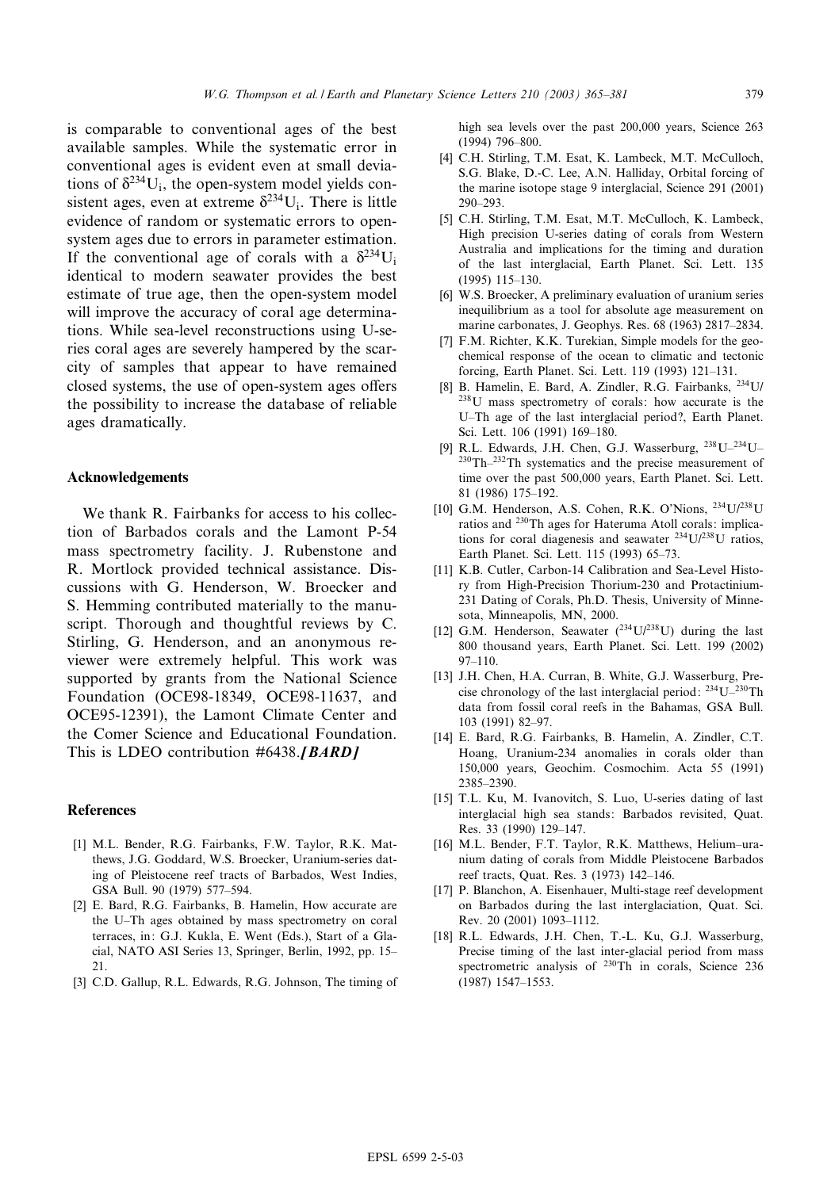is comparable to conventional ages of the best available samples. While the systematic error in conventional ages is evident even at small deviations of $\delta^{234}U_i$, the open-system model yields consistent ages, even at extreme $\delta^{234}U_i$. There is little evidence of random or systematic errors to open-system ages due to errors in parameter estimation. If the conventional age of corals with a $\delta^{234}U_i$ identical to modern seawater provides the best estimate of true age, then the open-system model will improve the accuracy of coral age determinations. While sea-level reconstructions using U-series coral ages are severely hampered by the scarcity of samples that appear to have remained closed systems, the use of open-system ages offers the possibility to increase the database of reliable ages dramatically.

## Acknowledgements

We thank R. Fairbanks for access to his collection of Barbados corals and the Lamont P-54 mass spectrometry facility. J. Rubenstone and R. Mortlock provided technical assistance. Discussions with G. Henderson, W. Broecker and S. Hemming contributed materially to the manuscript. Thorough and thoughtful reviews by C. Stirling, G. Henderson, and an anonymous reviewer were extremely helpful. This work was supported by grants from the National Science Foundation (OCE98-18349, OCE98-11637, and OCE95-12391), the Lamont Climate Center and the Comer Science and Educational Foundation. This is LDEO contribution #6438.***[BARD]***

## References

[1] M.L. Bender, R.G. Fairbanks, F.W. Taylor, R.K. Matthews, J.G. Goddard, W.S. Broecker, Uranium-series dating of Pleistocene reef tracts of Barbados, West Indies, GSA Bull. 90 (1979) 577–594.

[2] E. Bard, R.G. Fairbanks, B. Hamelin, How accurate are the U–Th ages obtained by mass spectrometry on coral terraces, in: G.J. Kukla, E. Went (Eds.), Start of a Glacial, NATO ASI Series 13, Springer, Berlin, 1992, pp. 15–21.

[3] C.D. Gallup, R.L. Edwards, R.G. Johnson, The timing of high sea levels over the past 200,000 years, Science 263 (1994) 796–800.

[4] C.H. Stirling, T.M. Esat, K. Lambeck, M.T. McCulloch, S.G. Blake, D.-C. Lee, A.N. Halliday, Orbital forcing of the marine isotope stage 9 interglacial, Science 291 (2001) 290–293.

[5] C.H. Stirling, T.M. Esat, M.T. McCulloch, K. Lambeck, High precision U-series dating of corals from Western Australia and implications for the timing and duration of the last interglacial, Earth Planet. Sci. Lett. 135 (1995) 115–130.

[6] W.S. Broecker, A preliminary evaluation of uranium series inequilibrium as a tool for absolute age measurement on marine carbonates, J. Geophys. Res. 68 (1963) 2817–2834.

[7] F.M. Richter, K.K. Turekian, Simple models for the geochemical response of the ocean to climatic and tectonic forcing, Earth Planet. Sci. Lett. 119 (1993) 121–131.

[8] B. Hamelin, E. Bard, A. Zindler, R.G. Fairbanks, $^{234}U/^{238}U$ mass spectrometry of corals: how accurate is the U–Th age of the last interglacial period?, Earth Planet. Sci. Lett. 106 (1991) 169–180.

[9] R.L. Edwards, J.H. Chen, G.J. Wasserburg, $^{238}U$–$^{234}U$–$^{230}Th$–$^{232}Th$ systematics and the precise measurement of time over the past 500,000 years, Earth Planet. Sci. Lett. 81 (1986) 175–192.

[10] G.M. Henderson, A.S. Cohen, R.K. O'Nions, $^{234}U/^{238}U$ ratios and $^{230}Th$ ages for Hateruma Atoll corals: implications for coral diagenesis and seawater $^{234}U/^{238}U$ ratios, Earth Planet. Sci. Lett. 115 (1993) 65–73.

[11] K.B. Cutler, Carbon-14 Calibration and Sea-Level History from High-Precision Thorium-230 and Protactinium-231 Dating of Corals, Ph.D. Thesis, University of Minnesota, Minneapolis, MN, 2000.

[12] G.M. Henderson, Seawater ($^{234}U/^{238}U$) during the last 800 thousand years, Earth Planet. Sci. Lett. 199 (2002) 97–110.

[13] J.H. Chen, H.A. Curran, B. White, G.J. Wasserburg, Precise chronology of the last interglacial period: $^{234}U$–$^{230}Th$ data from fossil coral reefs in the Bahamas, GSA Bull. 103 (1991) 82–97.

[14] E. Bard, R.G. Fairbanks, B. Hamelin, A. Zindler, C.T. Hoang, Uranium-234 anomalies in corals older than 150,000 years, Geochim. Cosmochim. Acta 55 (1991) 2385–2390.

[15] T.L. Ku, M. Ivanovitch, S. Luo, U-series dating of last interglacial high sea stands: Barbados revisited, Quat. Res. 33 (1990) 129–147.

[16] M.L. Bender, F.T. Taylor, R.K. Matthews, Helium–uranium dating of corals from Middle Pleistocene Barbados reef tracts, Quat. Res. 3 (1973) 142–146.

[17] P. Blanchon, A. Eisenhauer, Multi-stage reef development on Barbados during the last interglaciation, Quat. Sci. Rev. 20 (2001) 1093–1112.

[18] R.L. Edwards, J.H. Chen, T.-L. Ku, G.J. Wasserburg, Precise timing of the last inter-glacial period from mass spectrometric analysis of $^{230}Th$ in corals, Science 236 (1987) 1547–1553.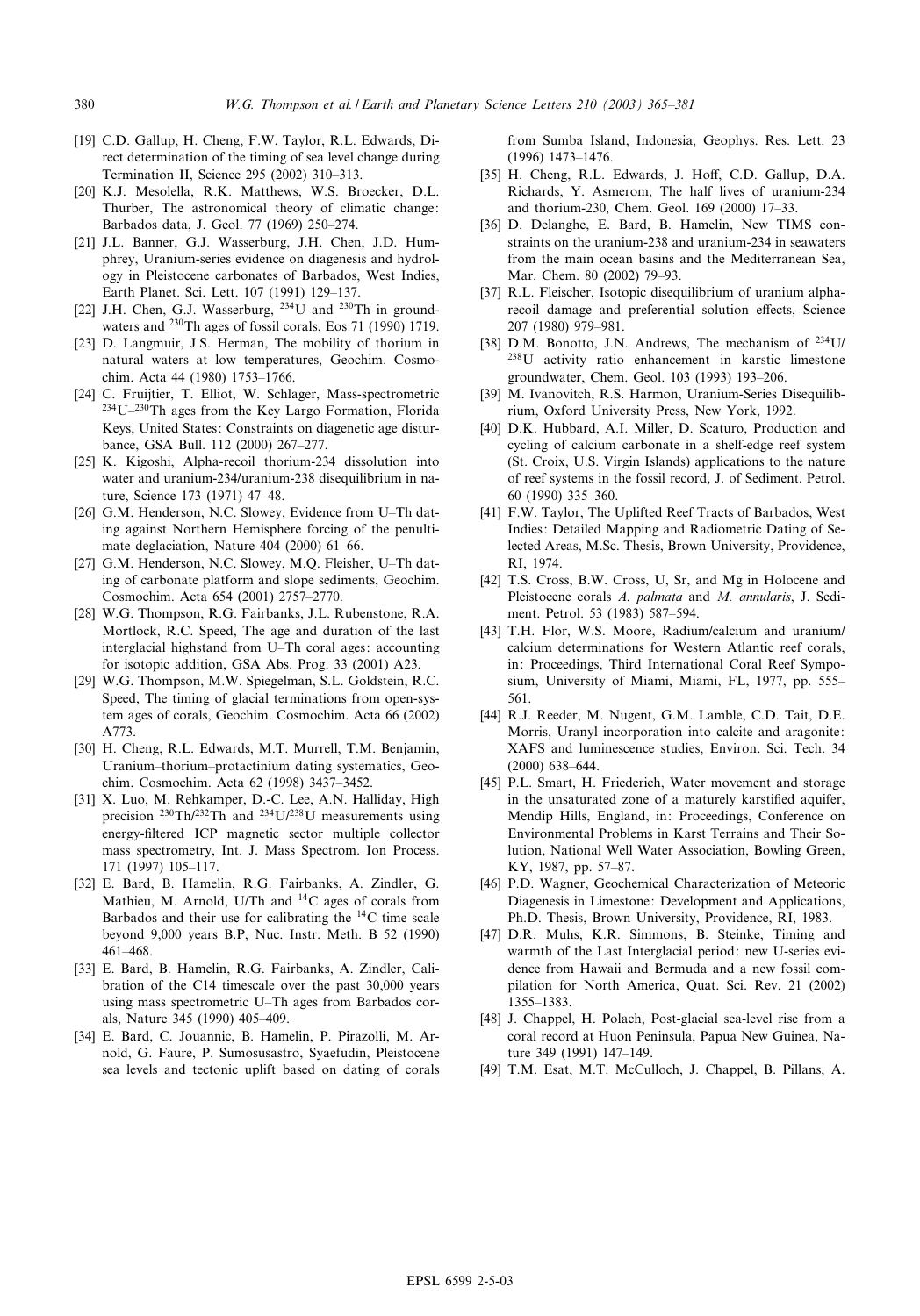[19] C.D. Gallup, H. Cheng, F.W. Taylor, R.L. Edwards, Direct determination of the timing of sea level change during Termination II, Science 295 (2002) 310–313.

[20] K.J. Mesolella, R.K. Matthews, W.S. Broecker, D.L. Thurber, The astronomical theory of climatic change: Barbados data, J. Geol. 77 (1969) 250–274.

[21] J.L. Banner, G.J. Wasserburg, J.H. Chen, J.D. Humphrey, Uranium-series evidence on diagenesis and hydrology in Pleistocene carbonates of Barbados, West Indies, Earth Planet. Sci. Lett. 107 (1991) 129–137.

[22] J.H. Chen, G.J. Wasserburg, $^{234}$U and $^{230}$Th in groundwaters and $^{230}$Th ages of fossil corals, Eos 71 (1990) 1719.

[23] D. Langmuir, J.S. Herman, The mobility of thorium in natural waters at low temperatures, Geochim. Cosmochim. Acta 44 (1980) 1753–1766.

[24] C. Fruijtier, T. Elliot, W. Schlager, Mass-spectrometric $^{234}$U–$^{230}$Th ages from the Key Largo Formation, Florida Keys, United States: Constraints on diagenetic age disturbance, GSA Bull. 112 (2000) 267–277.

[25] K. Kigoshi, Alpha-recoil thorium-234 dissolution into water and uranium-234/uranium-238 disequilibrium in nature, Science 173 (1971) 47–48.

[26] G.M. Henderson, N.C. Slowey, Evidence from U–Th dating against Northern Hemisphere forcing of the penultimate deglaciation, Nature 404 (2000) 61–66.

[27] G.M. Henderson, N.C. Slowey, M.Q. Fleisher, U–Th dating of carbonate platform and slope sediments, Geochim. Cosmochim. Acta 654 (2001) 2757–2770.

[28] W.G. Thompson, R.G. Fairbanks, J.L. Rubenstone, R.A. Mortlock, R.C. Speed, The age and duration of the last interglacial highstand from U–Th coral ages: accounting for isotopic addition, GSA Abs. Prog. 33 (2001) A23.

[29] W.G. Thompson, M.W. Spiegelman, S.L. Goldstein, R.C. Speed, The timing of glacial terminations from open-system ages of corals, Geochim. Cosmochim. Acta 66 (2002) A773.

[30] H. Cheng, R.L. Edwards, M.T. Murrell, T.M. Benjamin, Uranium–thorium–protactinium dating systematics, Geochim. Cosmochim. Acta 62 (1998) 3437–3452.

[31] X. Luo, M. Rehkamper, D.-C. Lee, A.N. Halliday, High precision $^{230}$Th/$^{232}$Th and $^{234}$U/$^{238}$U measurements using energy-filtered ICP magnetic sector multiple collector mass spectrometry, Int. J. Mass Spectrom. Ion Process. 171 (1997) 105–117.

[32] E. Bard, B. Hamelin, R.G. Fairbanks, A. Zindler, G. Mathieu, M. Arnold, U/Th and $^{14}$C ages of corals from Barbados and their use for calibrating the $^{14}$C time scale beyond 9,000 years B.P, Nuc. Instr. Meth. B 52 (1990) 461–468.

[33] E. Bard, B. Hamelin, R.G. Fairbanks, A. Zindler, Calibration of the C14 timescale over the past 30,000 years using mass spectrometric U–Th ages from Barbados corals, Nature 345 (1990) 405–409.

[34] E. Bard, C. Jouannic, B. Hamelin, P. Pirazolli, M. Arnold, G. Faure, P. Sumosusastro, Syaefudin, Pleistocene sea levels and tectonic uplift based on dating of corals from Sumba Island, Indonesia, Geophys. Res. Lett. 23 (1996) 1473–1476.

[35] H. Cheng, R.L. Edwards, J. Hoff, C.D. Gallup, D.A. Richards, Y. Asmerom, The half lives of uranium-234 and thorium-230, Chem. Geol. 169 (2000) 17–33.

[36] D. Delanghe, E. Bard, B. Hamelin, New TIMS constraints on the uranium-238 and uranium-234 in seawaters from the main ocean basins and the Mediterranean Sea, Mar. Chem. 80 (2002) 79–93.

[37] R.L. Fleischer, Isotopic disequilibrium of uranium alpha-recoil damage and preferential solution effects, Science 207 (1980) 979–981.

[38] D.M. Bonotto, J.N. Andrews, The mechanism of $^{234}$U/$^{238}$U activity ratio enhancement in karstic limestone groundwater, Chem. Geol. 103 (1993) 193–206.

[39] M. Ivanovitch, R.S. Harmon, Uranium-Series Disequilibrium, Oxford University Press, New York, 1992.

[40] D.K. Hubbard, A.I. Miller, D. Scaturo, Production and cycling of calcium carbonate in a shelf-edge reef system (St. Croix, U.S. Virgin Islands) applications to the nature of reef systems in the fossil record, J. of Sediment. Petrol. 60 (1990) 335–360.

[41] F.W. Taylor, The Uplifted Reef Tracts of Barbados, West Indies: Detailed Mapping and Radiometric Dating of Selected Areas, M.Sc. Thesis, Brown University, Providence, RI, 1974.

[42] T.S. Cross, B.W. Cross, U, Sr, and Mg in Holocene and Pleistocene corals *A. palmata* and *M. annularis*, J. Sediment. Petrol. 53 (1983) 587–594.

[43] T.H. Flor, W.S. Moore, Radium/calcium and uranium/calcium determinations for Western Atlantic reef corals, in: Proceedings, Third International Coral Reef Symposium, University of Miami, Miami, FL, 1977, pp. 555–561.

[44] R.J. Reeder, M. Nugent, G.M. Lamble, C.D. Tait, D.E. Morris, Uranyl incorporation into calcite and aragonite: XAFS and luminescence studies, Environ. Sci. Tech. 34 (2000) 638–644.

[45] P.L. Smart, H. Friederich, Water movement and storage in the unsaturated zone of a maturely karstified aquifer, Mendip Hills, England, in: Proceedings, Conference on Environmental Problems in Karst Terrains and Their Solution, National Well Water Association, Bowling Green, KY, 1987, pp. 57–87.

[46] P.D. Wagner, Geochemical Characterization of Meteoric Diagenesis in Limestone: Development and Applications, Ph.D. Thesis, Brown University, Providence, RI, 1983.

[47] D.R. Muhs, K.R. Simmons, B. Steinke, Timing and warmth of the Last Interglacial period: new U-series evidence from Hawaii and Bermuda and a new fossil compilation for North America, Quat. Sci. Rev. 21 (2002) 1355–1383.

[48] J. Chappel, H. Polach, Post-glacial sea-level rise from a coral record at Huon Peninsula, Papua New Guinea, Nature 349 (1991) 147–149.

[49] T.M. Esat, M.T. McCulloch, J. Chappel, B. Pillans, A.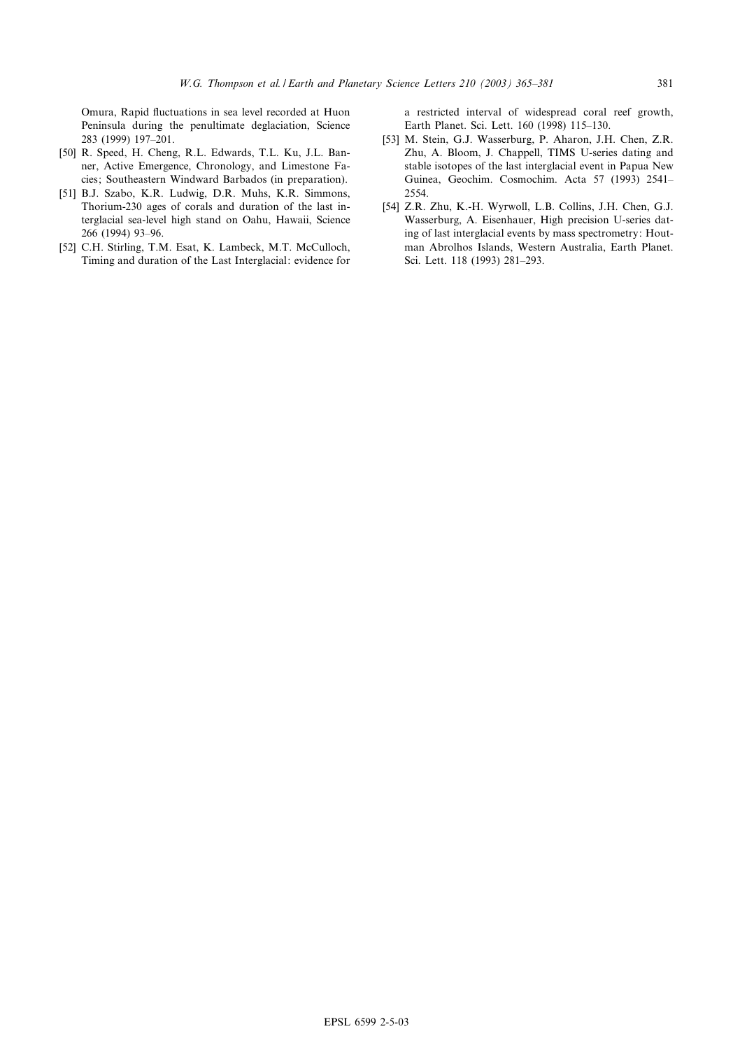Omura, Rapid fluctuations in sea level recorded at Huon Peninsula during the penultimate deglaciation, Science 283 (1999) 197–201.

[50] R. Speed, H. Cheng, R.L. Edwards, T.L. Ku, J.L. Banner, Active Emergence, Chronology, and Limestone Facies; Southeastern Windward Barbados (in preparation).

[51] B.J. Szabo, K.R. Ludwig, D.R. Muhs, K.R. Simmons, Thorium-230 ages of corals and duration of the last interglacial sea-level high stand on Oahu, Hawaii, Science 266 (1994) 93–96.

[52] C.H. Stirling, T.M. Esat, K. Lambeck, M.T. McCulloch, Timing and duration of the Last Interglacial: evidence for a restricted interval of widespread coral reef growth, Earth Planet. Sci. Lett. 160 (1998) 115–130.

[53] M. Stein, G.J. Wasserburg, P. Aharon, J.H. Chen, Z.R. Zhu, A. Bloom, J. Chappell, TIMS U-series dating and stable isotopes of the last interglacial event in Papua New Guinea, Geochim. Cosmochim. Acta 57 (1993) 2541–2554.

[54] Z.R. Zhu, K.-H. Wyrwoll, L.B. Collins, J.H. Chen, G.J. Wasserburg, A. Eisenhauer, High precision U-series dating of last interglacial events by mass spectrometry: Houtman Abrolhos Islands, Western Australia, Earth Planet. Sci. Lett. 118 (1993) 281–293.